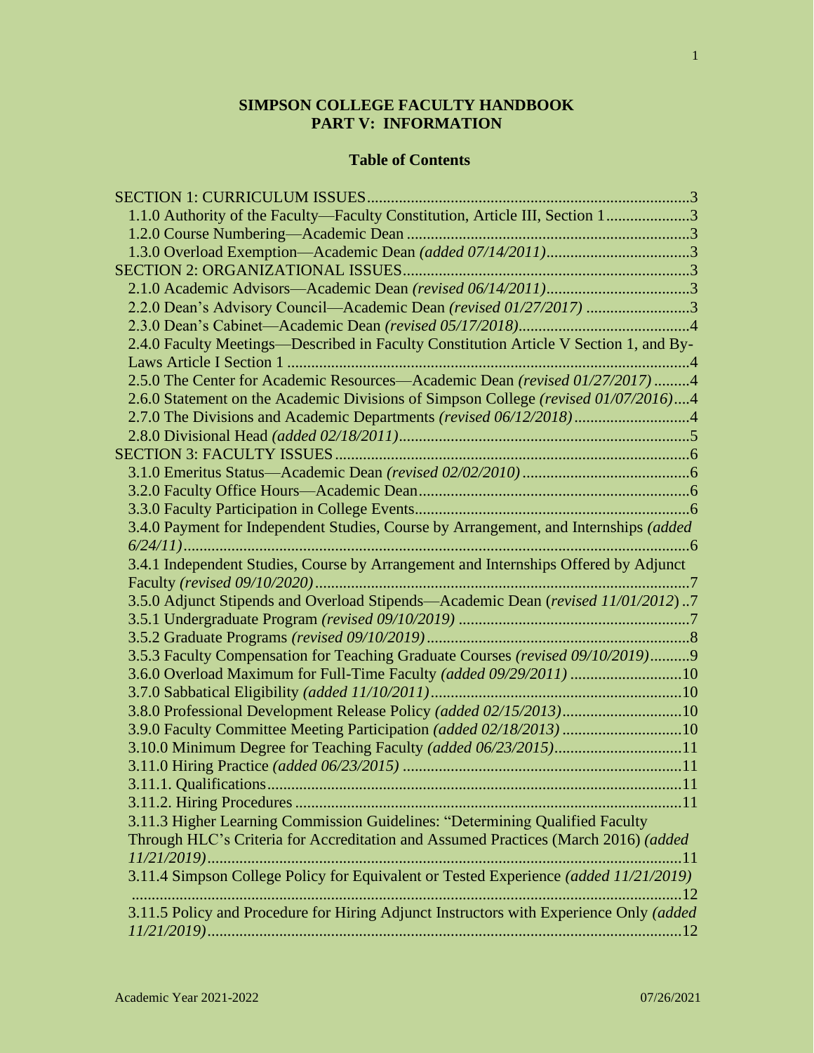**SIMPSON COLLEGE FACULTY HANDBOOK**
**PART V: INFORMATION**

**Table of Contents**

SECTION 1: CURRICULUM ISSUES....3
- 1.1.0 Authority of the Faculty—Faculty Constitution, Article III, Section 1....3
- 1.2.0 Course Numbering—Academic Dean....3
- 1.3.0 Overload Exemption—Academic Dean *(added 07/14/2011)*....3

SECTION 2: ORGANIZATIONAL ISSUES....3
- 2.1.0 Academic Advisors—Academic Dean *(revised 06/14/2011)*....3
- 2.2.0 Dean's Advisory Council—Academic Dean *(revised 01/27/2017)*....3
- 2.3.0 Dean's Cabinet—Academic Dean *(revised 05/17/2018)*....4
- 2.4.0 Faculty Meetings—Described in Faculty Constitution Article V Section 1, and By-Laws Article I Section 1....4
- 2.5.0 The Center for Academic Resources—Academic Dean *(revised 01/27/2017)*....4
- 2.6.0 Statement on the Academic Divisions of Simpson College *(revised 01/07/2016)*....4
- 2.7.0 The Divisions and Academic Departments *(revised 06/12/2018)*....4
- 2.8.0 Divisional Head *(added 02/18/2011)*....5

SECTION 3: FACULTY ISSUES....6
- 3.1.0 Emeritus Status—Academic Dean *(revised 02/02/2010)*....6
- 3.2.0 Faculty Office Hours—Academic Dean....6
- 3.3.0 Faculty Participation in College Events....6
- 3.4.0 Payment for Independent Studies, Course by Arrangement, and Internships *(added 6/24/11)*....6
- 3.4.1 Independent Studies, Course by Arrangement and Internships Offered by Adjunct Faculty *(revised 09/10/2020)*....7
- 3.5.0 Adjunct Stipends and Overload Stipends—Academic Dean (*revised 11/01/2012*)....7
- 3.5.1 Undergraduate Program *(revised 09/10/2019)*....7
- 3.5.2 Graduate Programs *(revised 09/10/2019)*....8
- 3.5.3 Faculty Compensation for Teaching Graduate Courses *(revised 09/10/2019)*....9
- 3.6.0 Overload Maximum for Full-Time Faculty *(added 09/29/2011)*....10
- 3.7.0 Sabbatical Eligibility *(added 11/10/2011)*....10
- 3.8.0 Professional Development Release Policy *(added 02/15/2013)*....10
- 3.9.0 Faculty Committee Meeting Participation *(added 02/18/2013)*....10
- 3.10.0 Minimum Degree for Teaching Faculty *(added 06/23/2015)*....11
- 3.11.0 Hiring Practice *(added 06/23/2015)*....11
- 3.11.1. Qualifications....11
- 3.11.2. Hiring Procedures....11
- 3.11.3 Higher Learning Commission Guidelines: "Determining Qualified Faculty Through HLC's Criteria for Accreditation and Assumed Practices (March 2016) *(added 11/21/2019)*....11
- 3.11.4 Simpson College Policy for Equivalent or Tested Experience *(added 11/21/2019)*....12
- 3.11.5 Policy and Procedure for Hiring Adjunct Instructors with Experience Only *(added 11/21/2019)*....12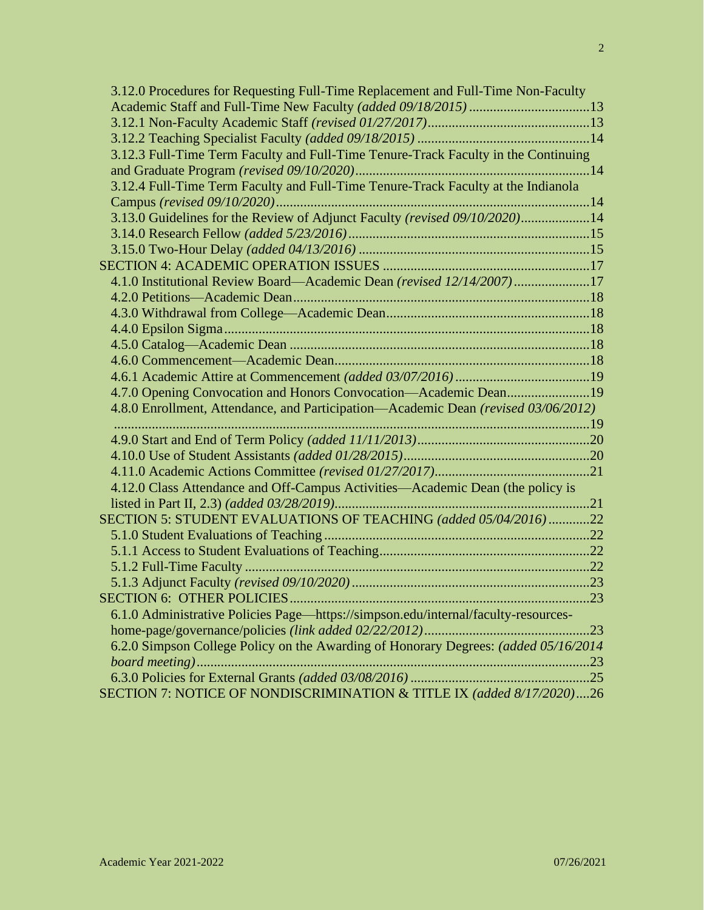3.12.0 Procedures for Requesting Full-Time Replacement and Full-Time Non-Faculty Academic Staff and Full-Time New Faculty *(added 09/18/2015)* ....................................13
3.12.1 Non-Faculty Academic Staff *(revised 01/27/2017)*...............................................13
3.12.2 Teaching Specialist Faculty *(added 09/18/2015)* .................................................14
3.12.3 Full-Time Term Faculty and Full-Time Tenure-Track Faculty in the Continuing and Graduate Program *(revised 09/10/2020)*...................................................................14
3.12.4 Full-Time Term Faculty and Full-Time Tenure-Track Faculty at the Indianola Campus *(revised 09/10/2020)*.........................................................................................14
3.13.0 Guidelines for the Review of Adjunct Faculty *(revised 09/10/2020)*....................14
3.14.0 Research Fellow *(added 5/23/2016)*......................................................................15
3.15.0 Two-Hour Delay *(added 04/13/2016)* ..................................................................15

SECTION 4: ACADEMIC OPERATION ISSUES ...........................................................17
4.1.0 Institutional Review Board—Academic Dean *(revised 12/14/2007)*......................17
4.2.0 Petitions—Academic Dean.....................................................................................18
4.3.0 Withdrawal from College—Academic Dean...........................................................18
4.4.0 Epsilon Sigma.........................................................................................................18
4.5.0 Catalog—Academic Dean .......................................................................................18
4.6.0 Commencement—Academic Dean..........................................................................18
4.6.1 Academic Attire at Commencement *(added 03/07/2016)*.......................................19
4.7.0 Opening Convocation and Honors Convocation—Academic Dean........................19
4.8.0 Enrollment, Attendance, and Participation—Academic Dean *(revised 03/06/2012)* ........................................................................................................................................19
4.9.0 Start and End of Term Policy *(added 11/11/2013)*.................................................20
4.10.0 Use of Student Assistants *(added 01/28/2015)*......................................................20
4.11.0 Academic Actions Committee *(revised 01/27/2017)*............................................21
4.12.0 Class Attendance and Off-Campus Activities—Academic Dean (the policy is listed in Part II, 2.3) *(added 03/28/2019)*.........................................................................21

SECTION 5: STUDENT EVALUATIONS OF TEACHING *(added 05/04/2016)*............22
5.1.0 Student Evaluations of Teaching............................................................................22
5.1.1 Access to Student Evaluations of Teaching............................................................22
5.1.2 Full-Time Faculty ...................................................................................................22
5.1.3 Adjunct Faculty *(revised 09/10/2020)*.....................................................................23

SECTION 6: OTHER POLICIES......................................................................................23
6.1.0 Administrative Policies Page—https://simpson.edu/internal/faculty-resources-home-page/governance/policies *(link added 02/22/2012)*................................................23
6.2.0 Simpson College Policy on the Awarding of Honorary Degrees: *(added 05/16/2014 board meeting)*.................................................................................................................23
6.3.0 Policies for External Grants *(added 03/08/2016)* ....................................................25

SECTION 7: NOTICE OF NONDISCRIMINATION & TITLE IX *(added 8/17/2020)*....26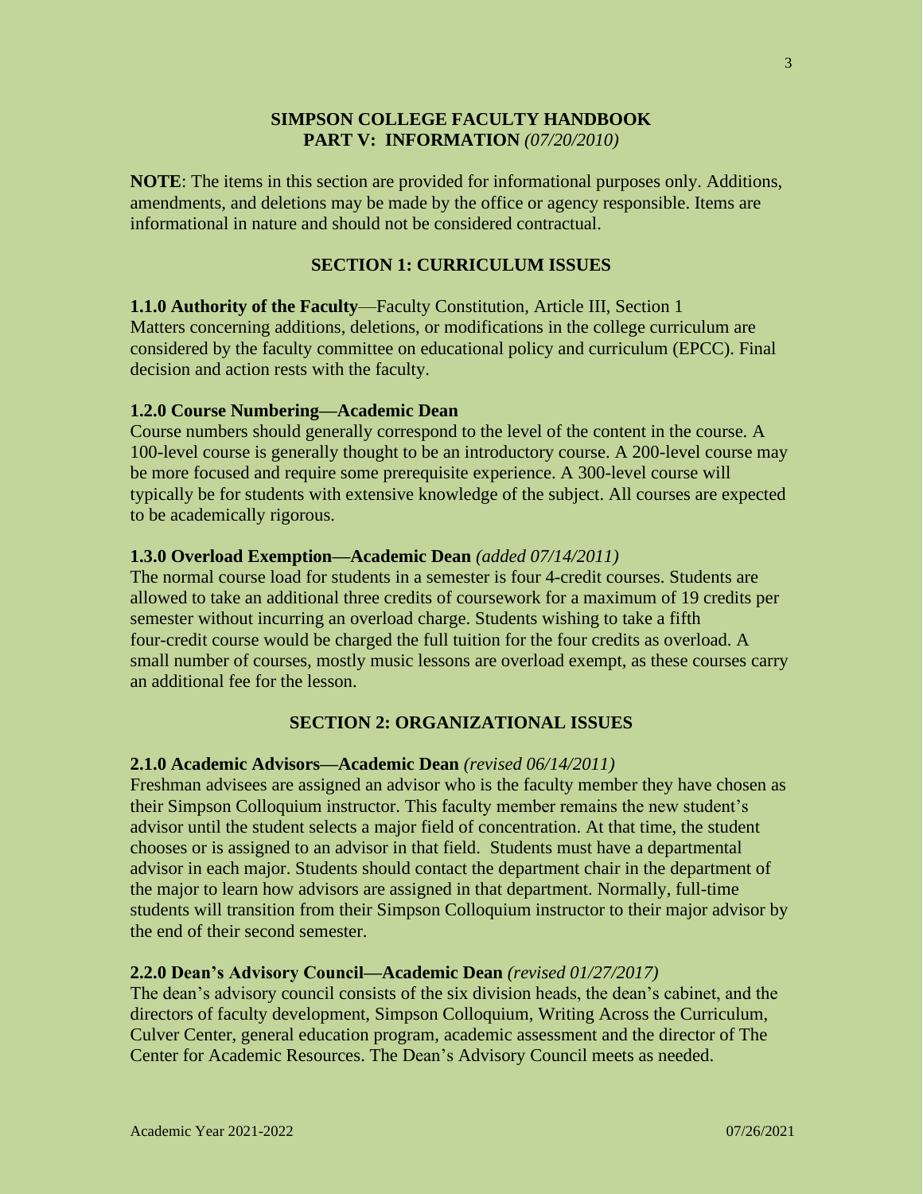# SIMPSON COLLEGE FACULTY HANDBOOK
## PART V: INFORMATION *(07/20/2010)*

**NOTE**: The items in this section are provided for informational purposes only. Additions, amendments, and deletions may be made by the office or agency responsible. Items are informational in nature and should not be considered contractual.

## SECTION 1: CURRICULUM ISSUES

**1.1.0 Authority of the Faculty**—Faculty Constitution, Article III, Section 1
Matters concerning additions, deletions, or modifications in the college curriculum are considered by the faculty committee on educational policy and curriculum (EPCC). Final decision and action rests with the faculty.

**1.2.0 Course Numbering—Academic Dean**
Course numbers should generally correspond to the level of the content in the course. A 100-level course is generally thought to be an introductory course. A 200-level course may be more focused and require some prerequisite experience. A 300-level course will typically be for students with extensive knowledge of the subject. All courses are expected to be academically rigorous.

**1.3.0 Overload Exemption—Academic Dean** *(added 07/14/2011)*
The normal course load for students in a semester is four 4-credit courses. Students are allowed to take an additional three credits of coursework for a maximum of 19 credits per semester without incurring an overload charge. Students wishing to take a fifth four-credit course would be charged the full tuition for the four credits as overload. A small number of courses, mostly music lessons are overload exempt, as these courses carry an additional fee for the lesson.

## SECTION 2: ORGANIZATIONAL ISSUES

**2.1.0 Academic Advisors—Academic Dean** *(revised 06/14/2011)*
Freshman advisees are assigned an advisor who is the faculty member they have chosen as their Simpson Colloquium instructor. This faculty member remains the new student's advisor until the student selects a major field of concentration. At that time, the student chooses or is assigned to an advisor in that field. Students must have a departmental advisor in each major. Students should contact the department chair in the department of the major to learn how advisors are assigned in that department. Normally, full-time students will transition from their Simpson Colloquium instructor to their major advisor by the end of their second semester.

**2.2.0 Dean's Advisory Council—Academic Dean** *(revised 01/27/2017)*
The dean's advisory council consists of the six division heads, the dean's cabinet, and the directors of faculty development, Simpson Colloquium, Writing Across the Curriculum, Culver Center, general education program, academic assessment and the director of The Center for Academic Resources. The Dean's Advisory Council meets as needed.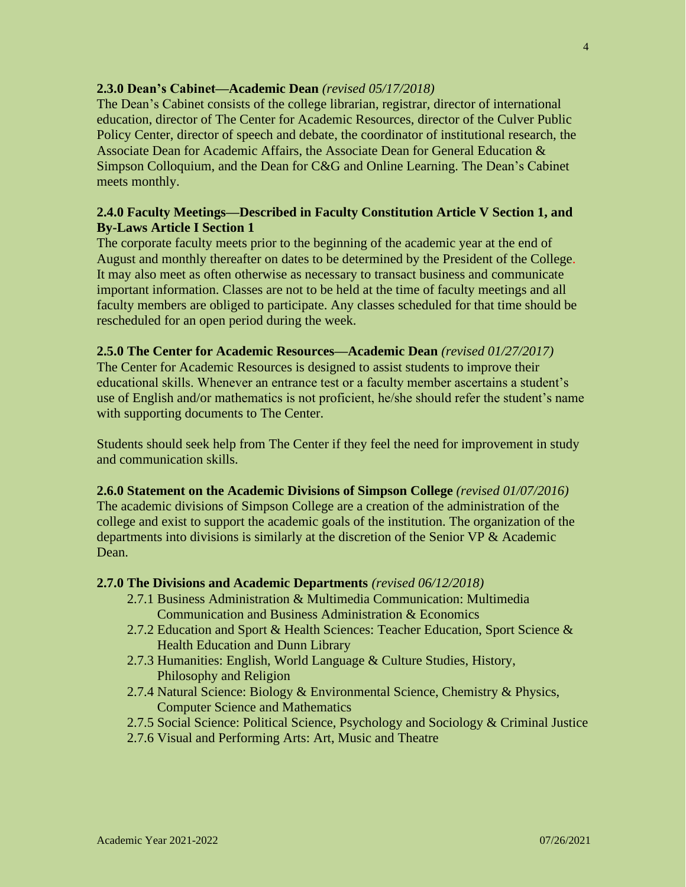**2.3.0 Dean's Cabinet—Academic Dean** *(revised 05/17/2018)*

The Dean's Cabinet consists of the college librarian, registrar, director of international education, director of The Center for Academic Resources, director of the Culver Public Policy Center, director of speech and debate, the coordinator of institutional research, the Associate Dean for Academic Affairs, the Associate Dean for General Education & Simpson Colloquium, and the Dean for C&G and Online Learning. The Dean's Cabinet meets monthly.

**2.4.0 Faculty Meetings—Described in Faculty Constitution Article V Section 1, and By-Laws Article I Section 1**

The corporate faculty meets prior to the beginning of the academic year at the end of August and monthly thereafter on dates to be determined by the President of the College. It may also meet as often otherwise as necessary to transact business and communicate important information. Classes are not to be held at the time of faculty meetings and all faculty members are obliged to participate. Any classes scheduled for that time should be rescheduled for an open period during the week.

**2.5.0 The Center for Academic Resources—Academic Dean** *(revised 01/27/2017)*

The Center for Academic Resources is designed to assist students to improve their educational skills. Whenever an entrance test or a faculty member ascertains a student's use of English and/or mathematics is not proficient, he/she should refer the student's name with supporting documents to The Center.

Students should seek help from The Center if they feel the need for improvement in study and communication skills.

**2.6.0 Statement on the Academic Divisions of Simpson College** *(revised 01/07/2016)*

The academic divisions of Simpson College are a creation of the administration of the college and exist to support the academic goals of the institution. The organization of the departments into divisions is similarly at the discretion of the Senior VP & Academic Dean.

**2.7.0 The Divisions and Academic Departments** *(revised 06/12/2018)*

- 2.7.1 Business Administration & Multimedia Communication: Multimedia Communication and Business Administration & Economics
- 2.7.2 Education and Sport & Health Sciences: Teacher Education, Sport Science & Health Education and Dunn Library
- 2.7.3 Humanities: English, World Language & Culture Studies, History, Philosophy and Religion
- 2.7.4 Natural Science: Biology & Environmental Science, Chemistry & Physics, Computer Science and Mathematics
- 2.7.5 Social Science: Political Science, Psychology and Sociology & Criminal Justice
- 2.7.6 Visual and Performing Arts: Art, Music and Theatre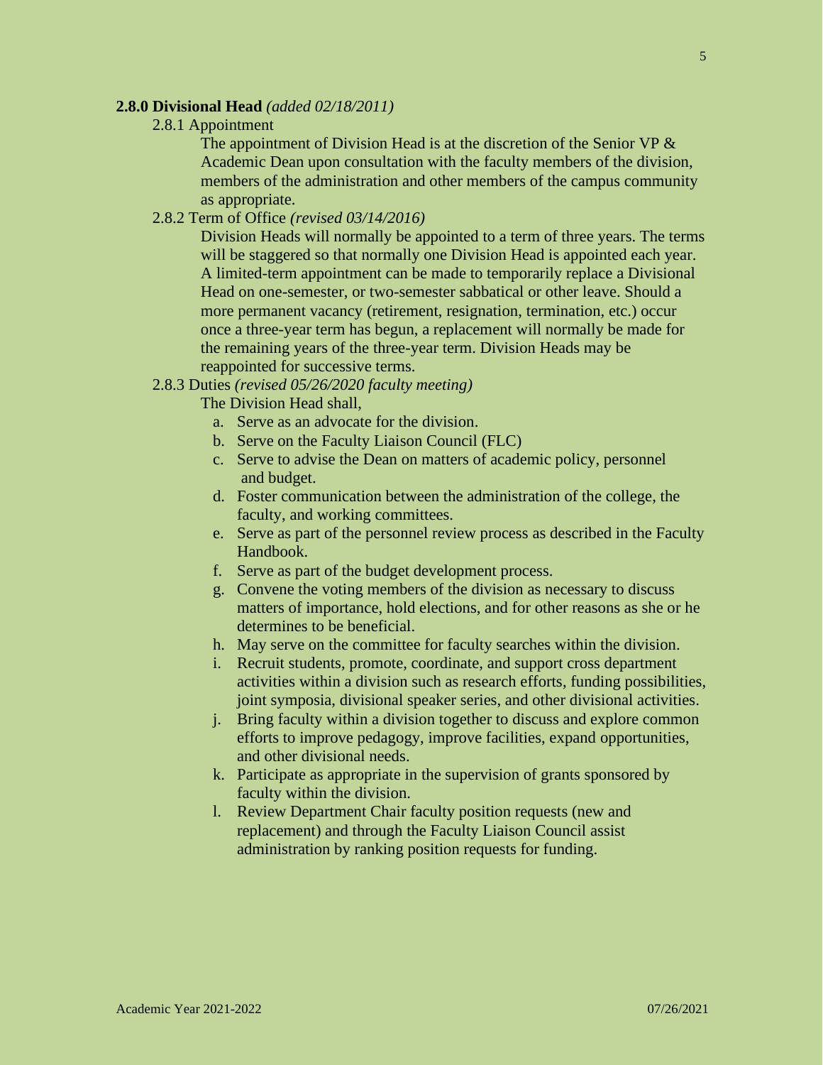## **2.8.0 Divisional Head** *(added 02/18/2011)*

### 2.8.1 Appointment

The appointment of Division Head is at the discretion of the Senior VP & Academic Dean upon consultation with the faculty members of the division, members of the administration and other members of the campus community as appropriate.

### 2.8.2 Term of Office *(revised 03/14/2016)*

Division Heads will normally be appointed to a term of three years. The terms will be staggered so that normally one Division Head is appointed each year. A limited-term appointment can be made to temporarily replace a Divisional Head on one-semester, or two-semester sabbatical or other leave. Should a more permanent vacancy (retirement, resignation, termination, etc.) occur once a three-year term has begun, a replacement will normally be made for the remaining years of the three-year term. Division Heads may be reappointed for successive terms.

### 2.8.3 Duties *(revised 05/26/2020 faculty meeting)*

The Division Head shall,

a. Serve as an advocate for the division.
b. Serve on the Faculty Liaison Council (FLC)
c. Serve to advise the Dean on matters of academic policy, personnel and budget.
d. Foster communication between the administration of the college, the faculty, and working committees.
e. Serve as part of the personnel review process as described in the Faculty Handbook.
f. Serve as part of the budget development process.
g. Convene the voting members of the division as necessary to discuss matters of importance, hold elections, and for other reasons as she or he determines to be beneficial.
h. May serve on the committee for faculty searches within the division.
i. Recruit students, promote, coordinate, and support cross department activities within a division such as research efforts, funding possibilities, joint symposia, divisional speaker series, and other divisional activities.
j. Bring faculty within a division together to discuss and explore common efforts to improve pedagogy, improve facilities, expand opportunities, and other divisional needs.
k. Participate as appropriate in the supervision of grants sponsored by faculty within the division.
l. Review Department Chair faculty position requests (new and replacement) and through the Faculty Liaison Council assist administration by ranking position requests for funding.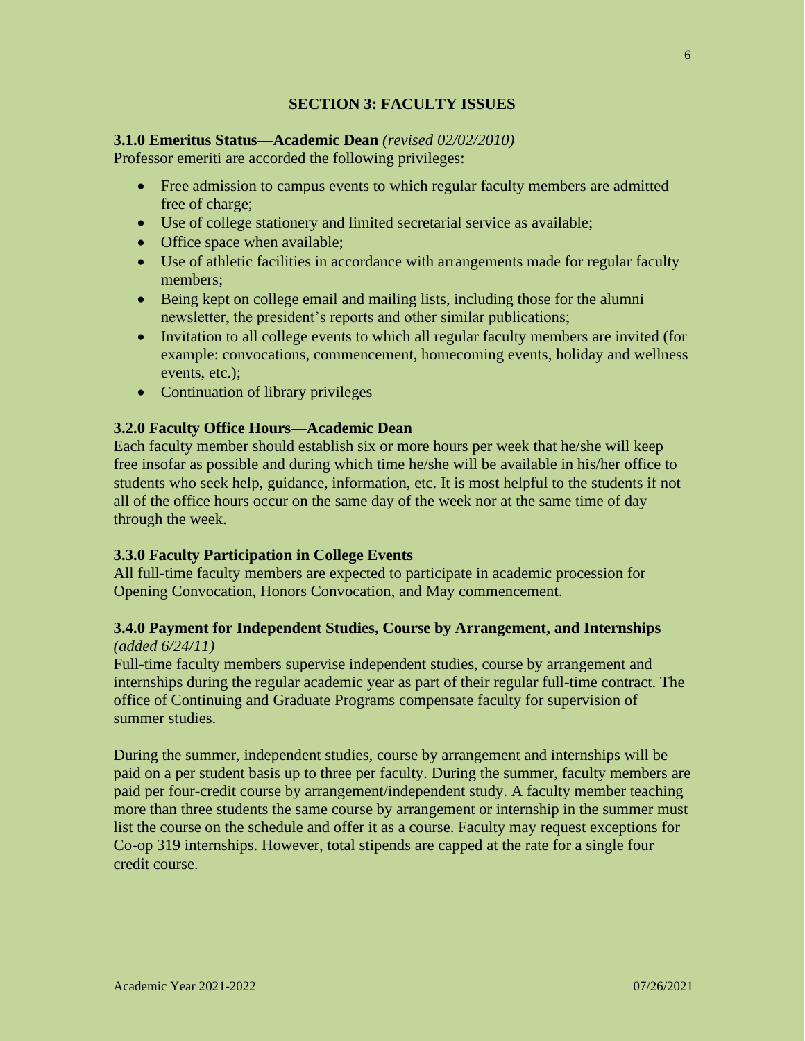## SECTION 3: FACULTY ISSUES

**3.1.0 Emeritus Status—Academic Dean** *(revised 02/02/2010)*
Professor emeriti are accorded the following privileges:

- Free admission to campus events to which regular faculty members are admitted free of charge;
- Use of college stationery and limited secretarial service as available;
- Office space when available;
- Use of athletic facilities in accordance with arrangements made for regular faculty members;
- Being kept on college email and mailing lists, including those for the alumni newsletter, the president's reports and other similar publications;
- Invitation to all college events to which all regular faculty members are invited (for example: convocations, commencement, homecoming events, holiday and wellness events, etc.);
- Continuation of library privileges

**3.2.0 Faculty Office Hours—Academic Dean**
Each faculty member should establish six or more hours per week that he/she will keep free insofar as possible and during which time he/she will be available in his/her office to students who seek help, guidance, information, etc. It is most helpful to the students if not all of the office hours occur on the same day of the week nor at the same time of day through the week.

**3.3.0 Faculty Participation in College Events**
All full-time faculty members are expected to participate in academic procession for Opening Convocation, Honors Convocation, and May commencement.

**3.4.0 Payment for Independent Studies, Course by Arrangement, and Internships** *(added 6/24/11)*
Full-time faculty members supervise independent studies, course by arrangement and internships during the regular academic year as part of their regular full-time contract. The office of Continuing and Graduate Programs compensate faculty for supervision of summer studies.

During the summer, independent studies, course by arrangement and internships will be paid on a per student basis up to three per faculty. During the summer, faculty members are paid per four-credit course by arrangement/independent study. A faculty member teaching more than three students the same course by arrangement or internship in the summer must list the course on the schedule and offer it as a course. Faculty may request exceptions for Co-op 319 internships. However, total stipends are capped at the rate for a single four credit course.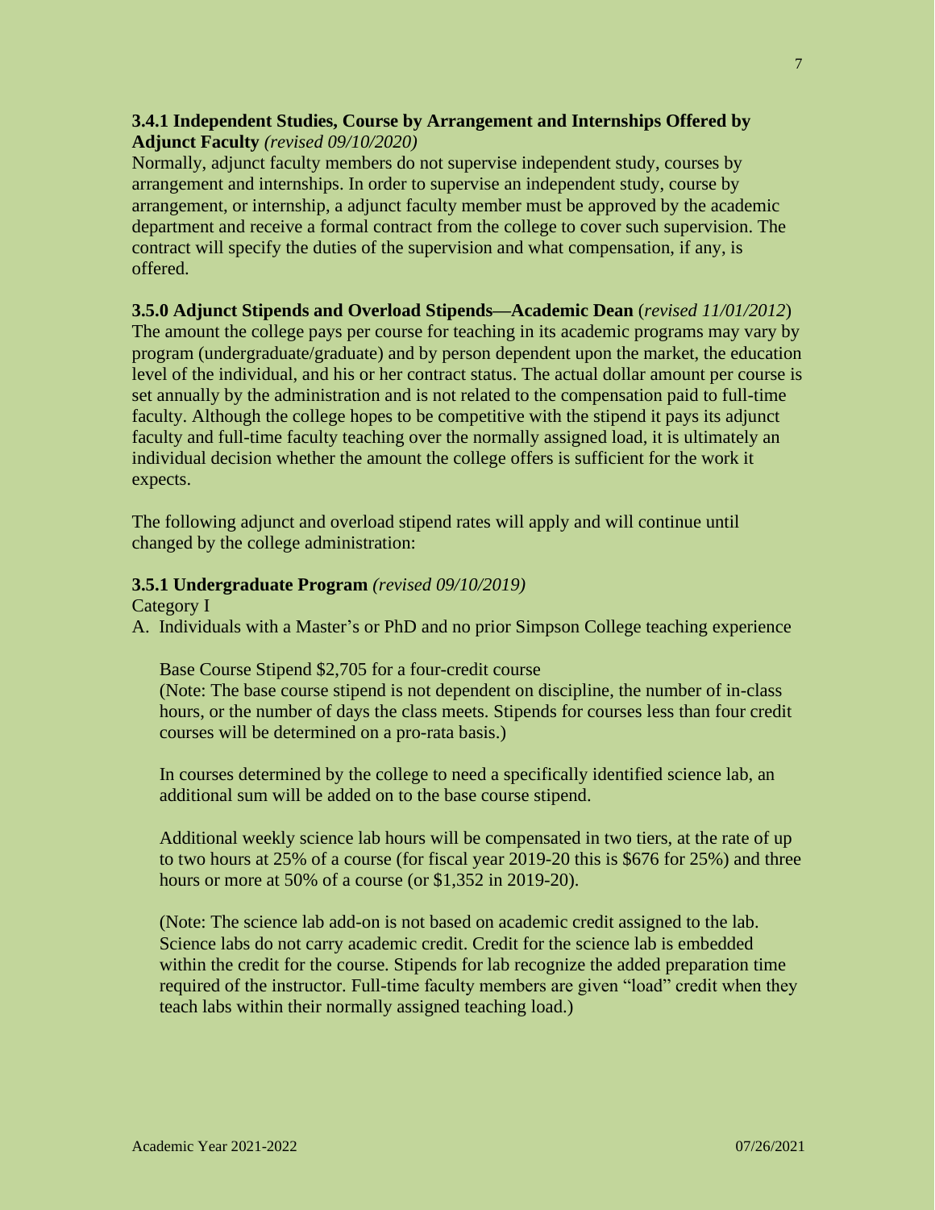### 3.4.1 Independent Studies, Course by Arrangement and Internships Offered by Adjunct Faculty *(revised 09/10/2020)*

Normally, adjunct faculty members do not supervise independent study, courses by arrangement and internships. In order to supervise an independent study, course by arrangement, or internship, a adjunct faculty member must be approved by the academic department and receive a formal contract from the college to cover such supervision. The contract will specify the duties of the supervision and what compensation, if any, is offered.

### 3.5.0 Adjunct Stipends and Overload Stipends—Academic Dean (*revised 11/01/2012*)

The amount the college pays per course for teaching in its academic programs may vary by program (undergraduate/graduate) and by person dependent upon the market, the education level of the individual, and his or her contract status. The actual dollar amount per course is set annually by the administration and is not related to the compensation paid to full-time faculty. Although the college hopes to be competitive with the stipend it pays its adjunct faculty and full-time faculty teaching over the normally assigned load, it is ultimately an individual decision whether the amount the college offers is sufficient for the work it expects.

The following adjunct and overload stipend rates will apply and will continue until changed by the college administration:

### 3.5.1 Undergraduate Program *(revised 09/10/2019)*

Category I

A. Individuals with a Master's or PhD and no prior Simpson College teaching experience

Base Course Stipend $2,705 for a four-credit course
(Note: The base course stipend is not dependent on discipline, the number of in-class hours, or the number of days the class meets. Stipends for courses less than four credit courses will be determined on a pro-rata basis.)

In courses determined by the college to need a specifically identified science lab, an additional sum will be added on to the base course stipend.

Additional weekly science lab hours will be compensated in two tiers, at the rate of up to two hours at 25% of a course (for fiscal year 2019-20 this is $676 for 25%) and three hours or more at 50% of a course (or $1,352 in 2019-20).

(Note: The science lab add-on is not based on academic credit assigned to the lab. Science labs do not carry academic credit. Credit for the science lab is embedded within the credit for the course. Stipends for lab recognize the added preparation time required of the instructor. Full-time faculty members are given "load" credit when they teach labs within their normally assigned teaching load.)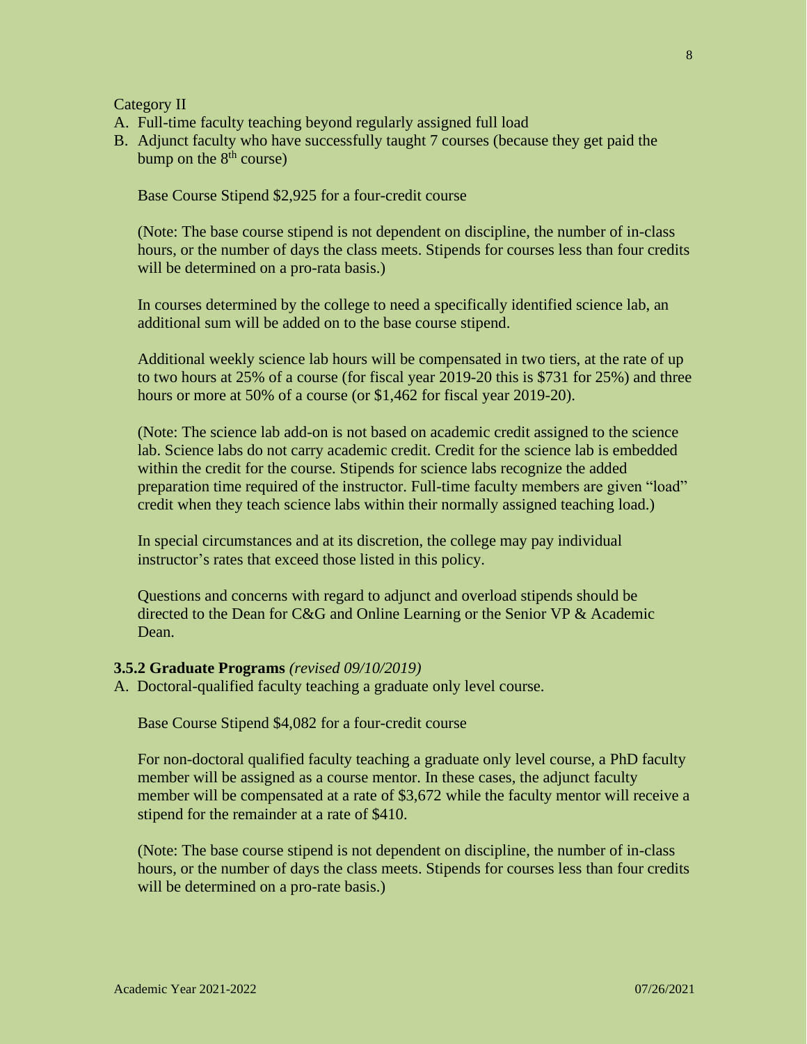Category II

A. Full-time faculty teaching beyond regularly assigned full load
B. Adjunct faculty who have successfully taught 7 courses (because they get paid the bump on the 8th course)

Base Course Stipend $2,925 for a four-credit course

(Note: The base course stipend is not dependent on discipline, the number of in-class hours, or the number of days the class meets. Stipends for courses less than four credits will be determined on a pro-rata basis.)

In courses determined by the college to need a specifically identified science lab, an additional sum will be added on to the base course stipend.

Additional weekly science lab hours will be compensated in two tiers, at the rate of up to two hours at 25% of a course (for fiscal year 2019-20 this is $731 for 25%) and three hours or more at 50% of a course (or $1,462 for fiscal year 2019-20).

(Note: The science lab add-on is not based on academic credit assigned to the science lab. Science labs do not carry academic credit. Credit for the science lab is embedded within the credit for the course. Stipends for science labs recognize the added preparation time required of the instructor. Full-time faculty members are given "load" credit when they teach science labs within their normally assigned teaching load.)

In special circumstances and at its discretion, the college may pay individual instructor's rates that exceed those listed in this policy.

Questions and concerns with regard to adjunct and overload stipends should be directed to the Dean for C&G and Online Learning or the Senior VP & Academic Dean.

**3.5.2 Graduate Programs** *(revised 09/10/2019)*

A. Doctoral-qualified faculty teaching a graduate only level course.

Base Course Stipend $4,082 for a four-credit course

For non-doctoral qualified faculty teaching a graduate only level course, a PhD faculty member will be assigned as a course mentor. In these cases, the adjunct faculty member will be compensated at a rate of $3,672 while the faculty mentor will receive a stipend for the remainder at a rate of $410.

(Note: The base course stipend is not dependent on discipline, the number of in-class hours, or the number of days the class meets. Stipends for courses less than four credits will be determined on a pro-rate basis.)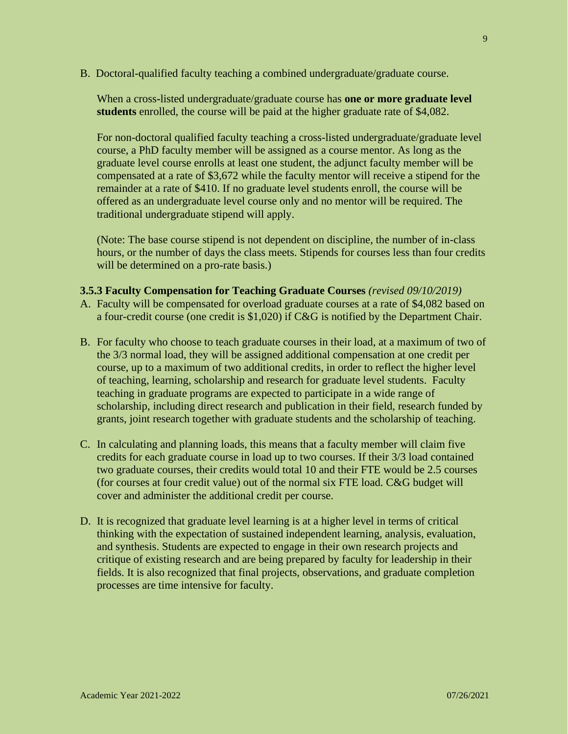B. Doctoral-qualified faculty teaching a combined undergraduate/graduate course.

When a cross-listed undergraduate/graduate course has **one or more graduate level students** enrolled, the course will be paid at the higher graduate rate of $4,082.

For non-doctoral qualified faculty teaching a cross-listed undergraduate/graduate level course, a PhD faculty member will be assigned as a course mentor. As long as the graduate level course enrolls at least one student, the adjunct faculty member will be compensated at a rate of $3,672 while the faculty mentor will receive a stipend for the remainder at a rate of $410. If no graduate level students enroll, the course will be offered as an undergraduate level course only and no mentor will be required. The traditional undergraduate stipend will apply.

(Note: The base course stipend is not dependent on discipline, the number of in-class hours, or the number of days the class meets. Stipends for courses less than four credits will be determined on a pro-rate basis.)

### 3.5.3 Faculty Compensation for Teaching Graduate Courses *(revised 09/10/2019)*

A. Faculty will be compensated for overload graduate courses at a rate of $4,082 based on a four-credit course (one credit is $1,020) if C&G is notified by the Department Chair.

B. For faculty who choose to teach graduate courses in their load, at a maximum of two of the 3/3 normal load, they will be assigned additional compensation at one credit per course, up to a maximum of two additional credits, in order to reflect the higher level of teaching, learning, scholarship and research for graduate level students. Faculty teaching in graduate programs are expected to participate in a wide range of scholarship, including direct research and publication in their field, research funded by grants, joint research together with graduate students and the scholarship of teaching.

C. In calculating and planning loads, this means that a faculty member will claim five credits for each graduate course in load up to two courses. If their 3/3 load contained two graduate courses, their credits would total 10 and their FTE would be 2.5 courses (for courses at four credit value) out of the normal six FTE load. C&G budget will cover and administer the additional credit per course.

D. It is recognized that graduate level learning is at a higher level in terms of critical thinking with the expectation of sustained independent learning, analysis, evaluation, and synthesis. Students are expected to engage in their own research projects and critique of existing research and are being prepared by faculty for leadership in their fields. It is also recognized that final projects, observations, and graduate completion processes are time intensive for faculty.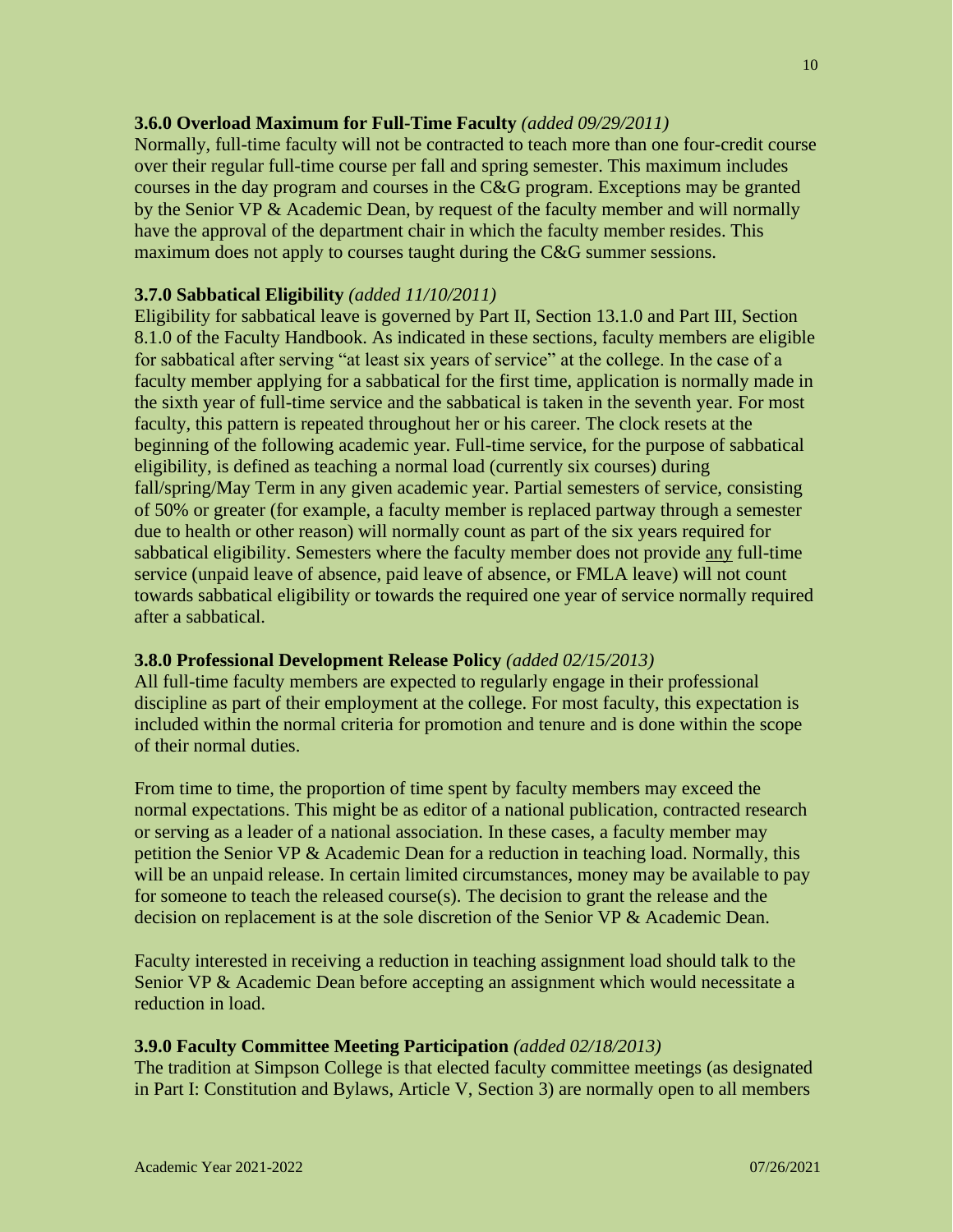### 3.6.0 Overload Maximum for Full-Time Faculty *(added 09/29/2011)*

Normally, full-time faculty will not be contracted to teach more than one four-credit course over their regular full-time course per fall and spring semester. This maximum includes courses in the day program and courses in the C&G program. Exceptions may be granted by the Senior VP & Academic Dean, by request of the faculty member and will normally have the approval of the department chair in which the faculty member resides. This maximum does not apply to courses taught during the C&G summer sessions.

### 3.7.0 Sabbatical Eligibility *(added 11/10/2011)*

Eligibility for sabbatical leave is governed by Part II, Section 13.1.0 and Part III, Section 8.1.0 of the Faculty Handbook. As indicated in these sections, faculty members are eligible for sabbatical after serving "at least six years of service" at the college. In the case of a faculty member applying for a sabbatical for the first time, application is normally made in the sixth year of full-time service and the sabbatical is taken in the seventh year. For most faculty, this pattern is repeated throughout her or his career. The clock resets at the beginning of the following academic year. Full-time service, for the purpose of sabbatical eligibility, is defined as teaching a normal load (currently six courses) during fall/spring/May Term in any given academic year. Partial semesters of service, consisting of 50% or greater (for example, a faculty member is replaced partway through a semester due to health or other reason) will normally count as part of the six years required for sabbatical eligibility. Semesters where the faculty member does not provide <u>any</u> full-time service (unpaid leave of absence, paid leave of absence, or FMLA leave) will not count towards sabbatical eligibility or towards the required one year of service normally required after a sabbatical.

### 3.8.0 Professional Development Release Policy *(added 02/15/2013)*

All full-time faculty members are expected to regularly engage in their professional discipline as part of their employment at the college. For most faculty, this expectation is included within the normal criteria for promotion and tenure and is done within the scope of their normal duties.

From time to time, the proportion of time spent by faculty members may exceed the normal expectations. This might be as editor of a national publication, contracted research or serving as a leader of a national association. In these cases, a faculty member may petition the Senior VP & Academic Dean for a reduction in teaching load. Normally, this will be an unpaid release. In certain limited circumstances, money may be available to pay for someone to teach the released course(s). The decision to grant the release and the decision on replacement is at the sole discretion of the Senior VP & Academic Dean.

Faculty interested in receiving a reduction in teaching assignment load should talk to the Senior VP & Academic Dean before accepting an assignment which would necessitate a reduction in load.

### 3.9.0 Faculty Committee Meeting Participation *(added 02/18/2013)*

The tradition at Simpson College is that elected faculty committee meetings (as designated in Part I: Constitution and Bylaws, Article V, Section 3) are normally open to all members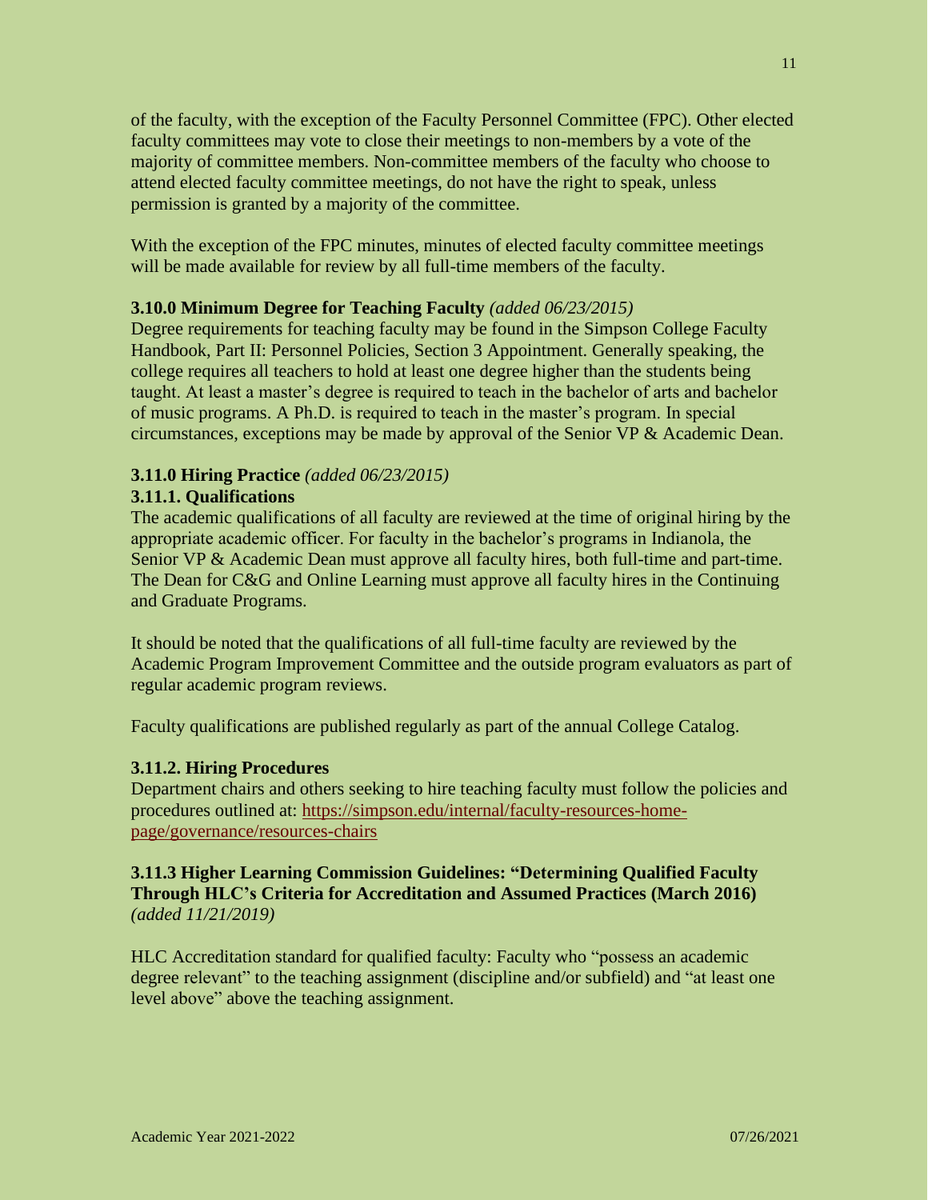of the faculty, with the exception of the Faculty Personnel Committee (FPC). Other elected faculty committees may vote to close their meetings to non-members by a vote of the majority of committee members. Non-committee members of the faculty who choose to attend elected faculty committee meetings, do not have the right to speak, unless permission is granted by a majority of the committee.

With the exception of the FPC minutes, minutes of elected faculty committee meetings will be made available for review by all full-time members of the faculty.

**3.10.0 Minimum Degree for Teaching Faculty** *(added 06/23/2015)*
Degree requirements for teaching faculty may be found in the Simpson College Faculty Handbook, Part II: Personnel Policies, Section 3 Appointment. Generally speaking, the college requires all teachers to hold at least one degree higher than the students being taught. At least a master's degree is required to teach in the bachelor of arts and bachelor of music programs. A Ph.D. is required to teach in the master's program. In special circumstances, exceptions may be made by approval of the Senior VP & Academic Dean.

**3.11.0 Hiring Practice** *(added 06/23/2015)*
**3.11.1. Qualifications**
The academic qualifications of all faculty are reviewed at the time of original hiring by the appropriate academic officer. For faculty in the bachelor's programs in Indianola, the Senior VP & Academic Dean must approve all faculty hires, both full-time and part-time. The Dean for C&G and Online Learning must approve all faculty hires in the Continuing and Graduate Programs.

It should be noted that the qualifications of all full-time faculty are reviewed by the Academic Program Improvement Committee and the outside program evaluators as part of regular academic program reviews.

Faculty qualifications are published regularly as part of the annual College Catalog.

**3.11.2. Hiring Procedures**
Department chairs and others seeking to hire teaching faculty must follow the policies and procedures outlined at: [https://simpson.edu/internal/faculty-resources-home-page/governance/resources-chairs](https://simpson.edu/internal/faculty-resources-home-page/governance/resources-chairs)

**3.11.3 Higher Learning Commission Guidelines: "Determining Qualified Faculty Through HLC's Criteria for Accreditation and Assumed Practices (March 2016)** *(added 11/21/2019)*

HLC Accreditation standard for qualified faculty: Faculty who "possess an academic degree relevant" to the teaching assignment (discipline and/or subfield) and "at least one level above" above the teaching assignment.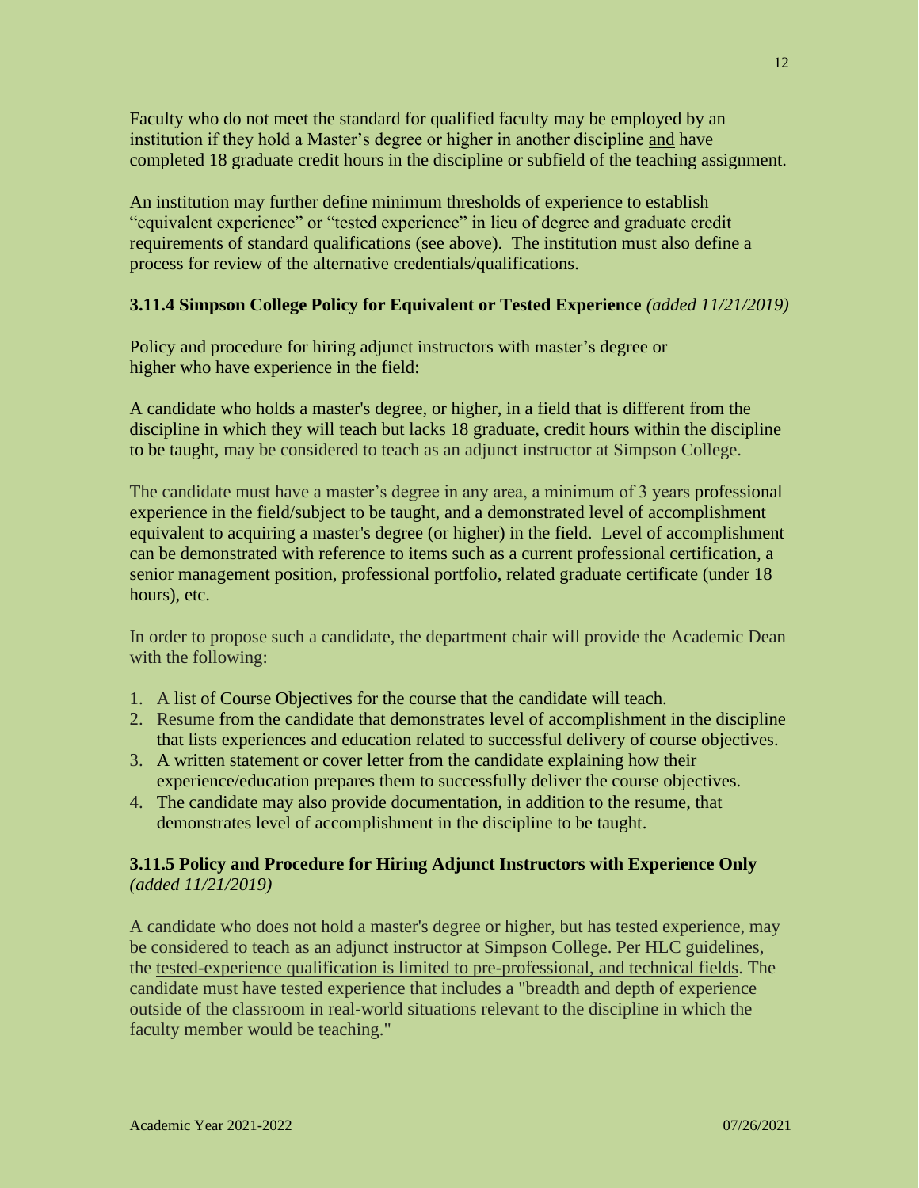Faculty who do not meet the standard for qualified faculty may be employed by an institution if they hold a Master's degree or higher in another discipline and have completed 18 graduate credit hours in the discipline or subfield of the teaching assignment.

An institution may further define minimum thresholds of experience to establish "equivalent experience" or "tested experience" in lieu of degree and graduate credit requirements of standard qualifications (see above). The institution must also define a process for review of the alternative credentials/qualifications.

### 3.11.4 Simpson College Policy for Equivalent or Tested Experience *(added 11/21/2019)*

Policy and procedure for hiring adjunct instructors with master's degree or higher who have experience in the field:

A candidate who holds a master's degree, or higher, in a field that is different from the discipline in which they will teach but lacks 18 graduate, credit hours within the discipline to be taught, may be considered to teach as an adjunct instructor at Simpson College.

The candidate must have a master's degree in any area, a minimum of 3 years professional experience in the field/subject to be taught, and a demonstrated level of accomplishment equivalent to acquiring a master's degree (or higher) in the field. Level of accomplishment can be demonstrated with reference to items such as a current professional certification, a senior management position, professional portfolio, related graduate certificate (under 18 hours), etc.

In order to propose such a candidate, the department chair will provide the Academic Dean with the following:

1. A list of Course Objectives for the course that the candidate will teach.
2. Resume from the candidate that demonstrates level of accomplishment in the discipline that lists experiences and education related to successful delivery of course objectives.
3. A written statement or cover letter from the candidate explaining how their experience/education prepares them to successfully deliver the course objectives.
4. The candidate may also provide documentation, in addition to the resume, that demonstrates level of accomplishment in the discipline to be taught.

### 3.11.5 Policy and Procedure for Hiring Adjunct Instructors with Experience Only *(added 11/21/2019)*

A candidate who does not hold a master's degree or higher, but has tested experience, may be considered to teach as an adjunct instructor at Simpson College. Per HLC guidelines, the tested-experience qualification is limited to pre-professional, and technical fields. The candidate must have tested experience that includes a "breadth and depth of experience outside of the classroom in real-world situations relevant to the discipline in which the faculty member would be teaching."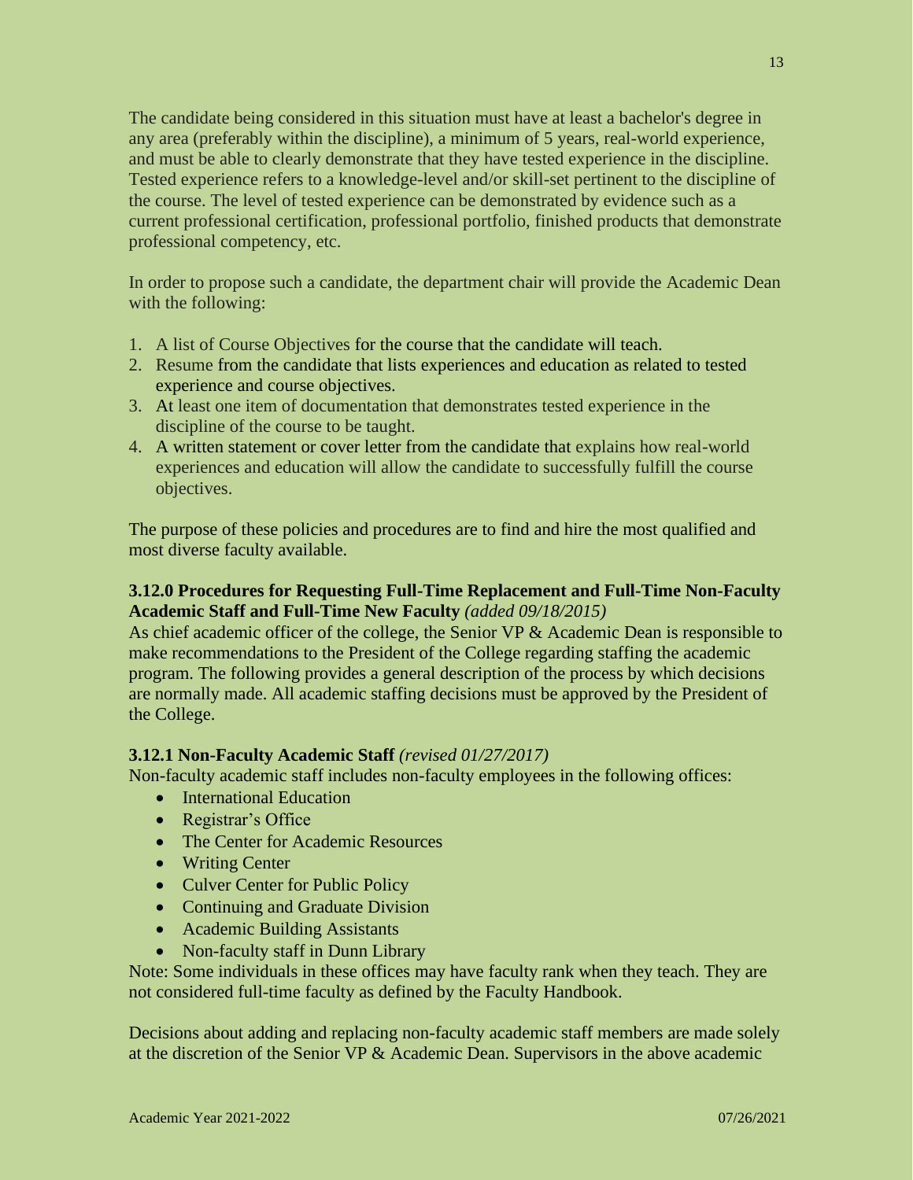The candidate being considered in this situation must have at least a bachelor's degree in any area (preferably within the discipline), a minimum of 5 years, real-world experience, and must be able to clearly demonstrate that they have tested experience in the discipline. Tested experience refers to a knowledge-level and/or skill-set pertinent to the discipline of the course. The level of tested experience can be demonstrated by evidence such as a current professional certification, professional portfolio, finished products that demonstrate professional competency, etc.

In order to propose such a candidate, the department chair will provide the Academic Dean with the following:

1. A list of Course Objectives for the course that the candidate will teach.
2. Resume from the candidate that lists experiences and education as related to tested experience and course objectives.
3. At least one item of documentation that demonstrates tested experience in the discipline of the course to be taught.
4. A written statement or cover letter from the candidate that explains how real-world experiences and education will allow the candidate to successfully fulfill the course objectives.

The purpose of these policies and procedures are to find and hire the most qualified and most diverse faculty available.

### 3.12.0 Procedures for Requesting Full-Time Replacement and Full-Time Non-Faculty Academic Staff and Full-Time New Faculty *(added 09/18/2015)*

As chief academic officer of the college, the Senior VP & Academic Dean is responsible to make recommendations to the President of the College regarding staffing the academic program. The following provides a general description of the process by which decisions are normally made. All academic staffing decisions must be approved by the President of the College.

### 3.12.1 Non-Faculty Academic Staff *(revised 01/27/2017)*

Non-faculty academic staff includes non-faculty employees in the following offices:

- International Education
- Registrar's Office
- The Center for Academic Resources
- Writing Center
- Culver Center for Public Policy
- Continuing and Graduate Division
- Academic Building Assistants
- Non-faculty staff in Dunn Library

Note: Some individuals in these offices may have faculty rank when they teach. They are not considered full-time faculty as defined by the Faculty Handbook.

Decisions about adding and replacing non-faculty academic staff members are made solely at the discretion of the Senior VP & Academic Dean. Supervisors in the above academic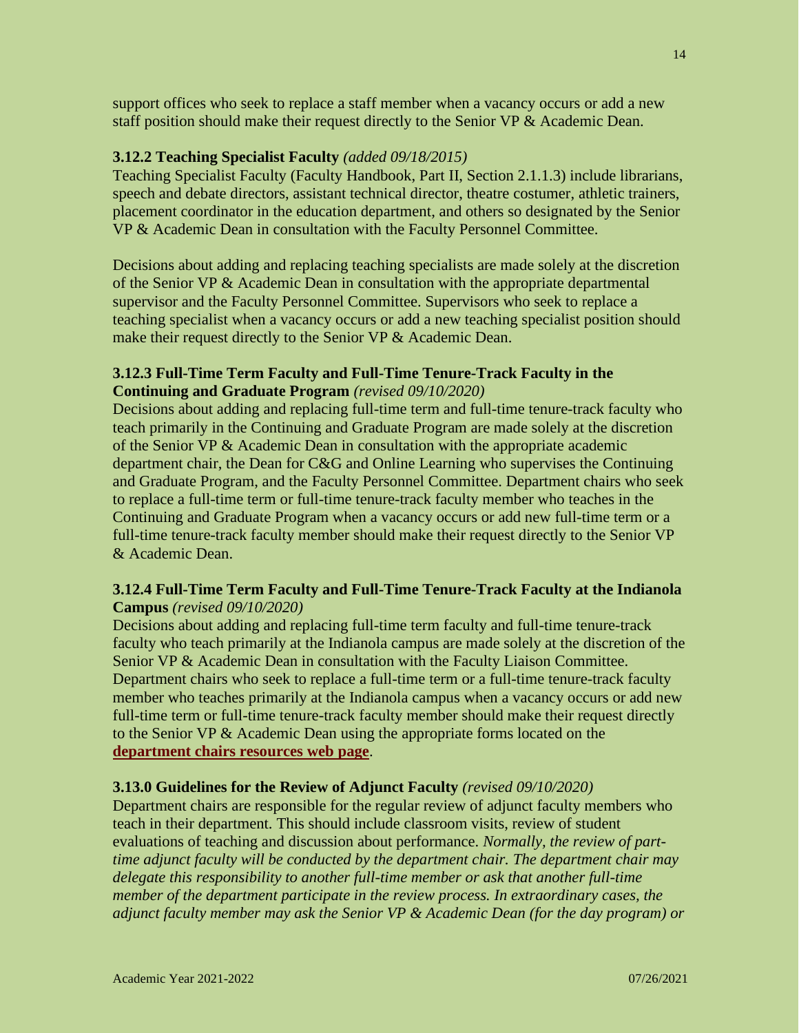support offices who seek to replace a staff member when a vacancy occurs or add a new staff position should make their request directly to the Senior VP & Academic Dean.

### 3.12.2 Teaching Specialist Faculty *(added 09/18/2015)*

Teaching Specialist Faculty (Faculty Handbook, Part II, Section 2.1.1.3) include librarians, speech and debate directors, assistant technical director, theatre costumer, athletic trainers, placement coordinator in the education department, and others so designated by the Senior VP & Academic Dean in consultation with the Faculty Personnel Committee.

Decisions about adding and replacing teaching specialists are made solely at the discretion of the Senior VP & Academic Dean in consultation with the appropriate departmental supervisor and the Faculty Personnel Committee. Supervisors who seek to replace a teaching specialist when a vacancy occurs or add a new teaching specialist position should make their request directly to the Senior VP & Academic Dean.

### 3.12.3 Full-Time Term Faculty and Full-Time Tenure-Track Faculty in the Continuing and Graduate Program *(revised 09/10/2020)*

Decisions about adding and replacing full-time term and full-time tenure-track faculty who teach primarily in the Continuing and Graduate Program are made solely at the discretion of the Senior VP & Academic Dean in consultation with the appropriate academic department chair, the Dean for C&G and Online Learning who supervises the Continuing and Graduate Program, and the Faculty Personnel Committee. Department chairs who seek to replace a full-time term or full-time tenure-track faculty member who teaches in the Continuing and Graduate Program when a vacancy occurs or add new full-time term or a full-time tenure-track faculty member should make their request directly to the Senior VP & Academic Dean.

### 3.12.4 Full-Time Term Faculty and Full-Time Tenure-Track Faculty at the Indianola Campus *(revised 09/10/2020)*

Decisions about adding and replacing full-time term faculty and full-time tenure-track faculty who teach primarily at the Indianola campus are made solely at the discretion of the Senior VP & Academic Dean in consultation with the Faculty Liaison Committee. Department chairs who seek to replace a full-time term or a full-time tenure-track faculty member who teaches primarily at the Indianola campus when a vacancy occurs or add new full-time term or full-time tenure-track faculty member should make their request directly to the Senior VP & Academic Dean using the appropriate forms located on the **department chairs resources web page**.

### 3.13.0 Guidelines for the Review of Adjunct Faculty *(revised 09/10/2020)*

Department chairs are responsible for the regular review of adjunct faculty members who teach in their department. This should include classroom visits, review of student evaluations of teaching and discussion about performance. *Normally, the review of part-time adjunct faculty will be conducted by the department chair. The department chair may delegate this responsibility to another full-time member or ask that another full-time member of the department participate in the review process. In extraordinary cases, the adjunct faculty member may ask the Senior VP & Academic Dean (for the day program) or*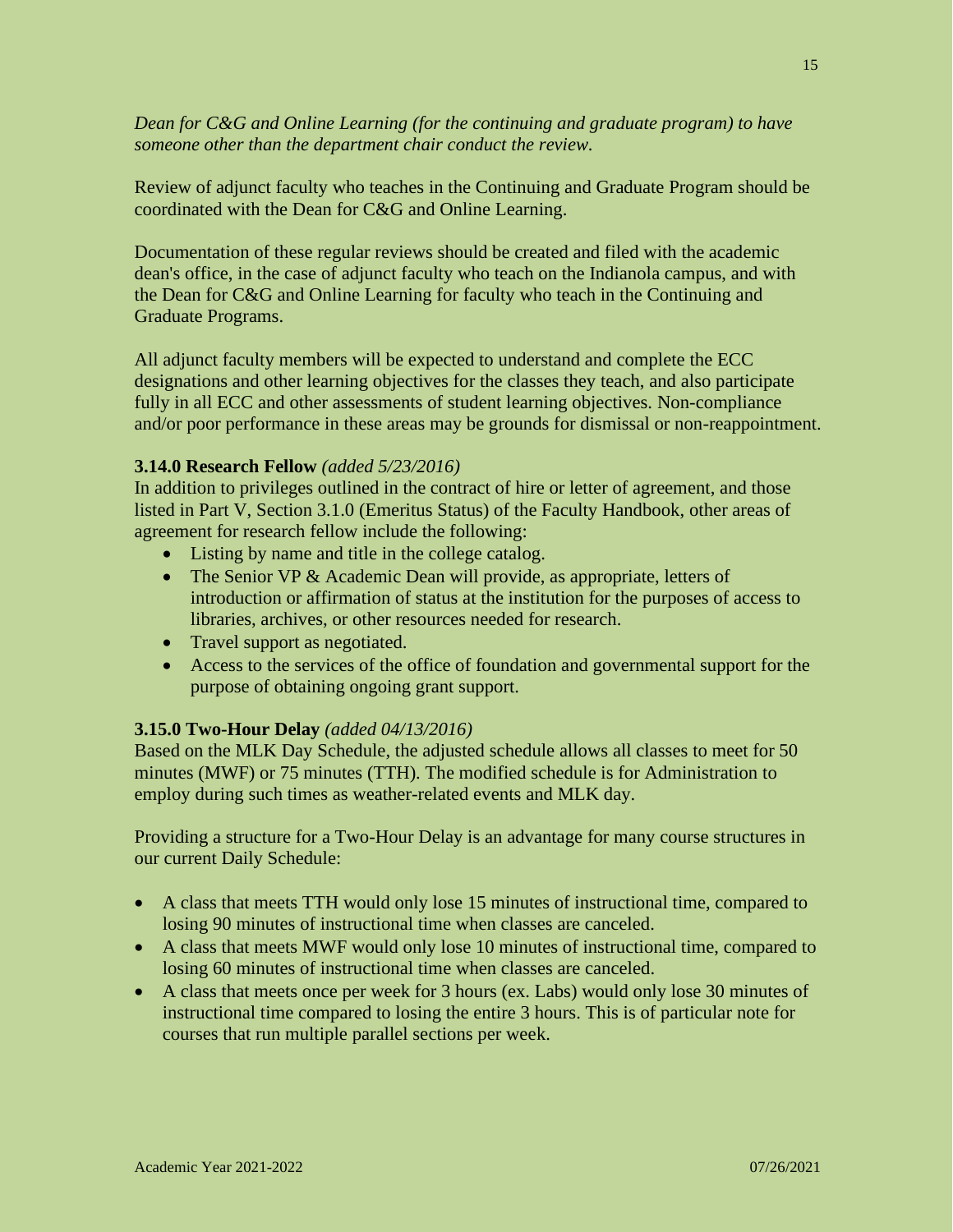*Dean for C&G and Online Learning (for the continuing and graduate program) to have someone other than the department chair conduct the review.*

Review of adjunct faculty who teaches in the Continuing and Graduate Program should be coordinated with the Dean for C&G and Online Learning.

Documentation of these regular reviews should be created and filed with the academic dean's office, in the case of adjunct faculty who teach on the Indianola campus, and with the Dean for C&G and Online Learning for faculty who teach in the Continuing and Graduate Programs.

All adjunct faculty members will be expected to understand and complete the ECC designations and other learning objectives for the classes they teach, and also participate fully in all ECC and other assessments of student learning objectives. Non-compliance and/or poor performance in these areas may be grounds for dismissal or non-reappointment.

**3.14.0 Research Fellow** *(added 5/23/2016)*

In addition to privileges outlined in the contract of hire or letter of agreement, and those listed in Part V, Section 3.1.0 (Emeritus Status) of the Faculty Handbook, other areas of agreement for research fellow include the following:

- Listing by name and title in the college catalog.
- The Senior VP & Academic Dean will provide, as appropriate, letters of introduction or affirmation of status at the institution for the purposes of access to libraries, archives, or other resources needed for research.
- Travel support as negotiated.
- Access to the services of the office of foundation and governmental support for the purpose of obtaining ongoing grant support.

**3.15.0 Two-Hour Delay** *(added 04/13/2016)*

Based on the MLK Day Schedule, the adjusted schedule allows all classes to meet for 50 minutes (MWF) or 75 minutes (TTH). The modified schedule is for Administration to employ during such times as weather-related events and MLK day.

Providing a structure for a Two-Hour Delay is an advantage for many course structures in our current Daily Schedule:

- A class that meets TTH would only lose 15 minutes of instructional time, compared to losing 90 minutes of instructional time when classes are canceled.
- A class that meets MWF would only lose 10 minutes of instructional time, compared to losing 60 minutes of instructional time when classes are canceled.
- A class that meets once per week for 3 hours (ex. Labs) would only lose 30 minutes of instructional time compared to losing the entire 3 hours. This is of particular note for courses that run multiple parallel sections per week.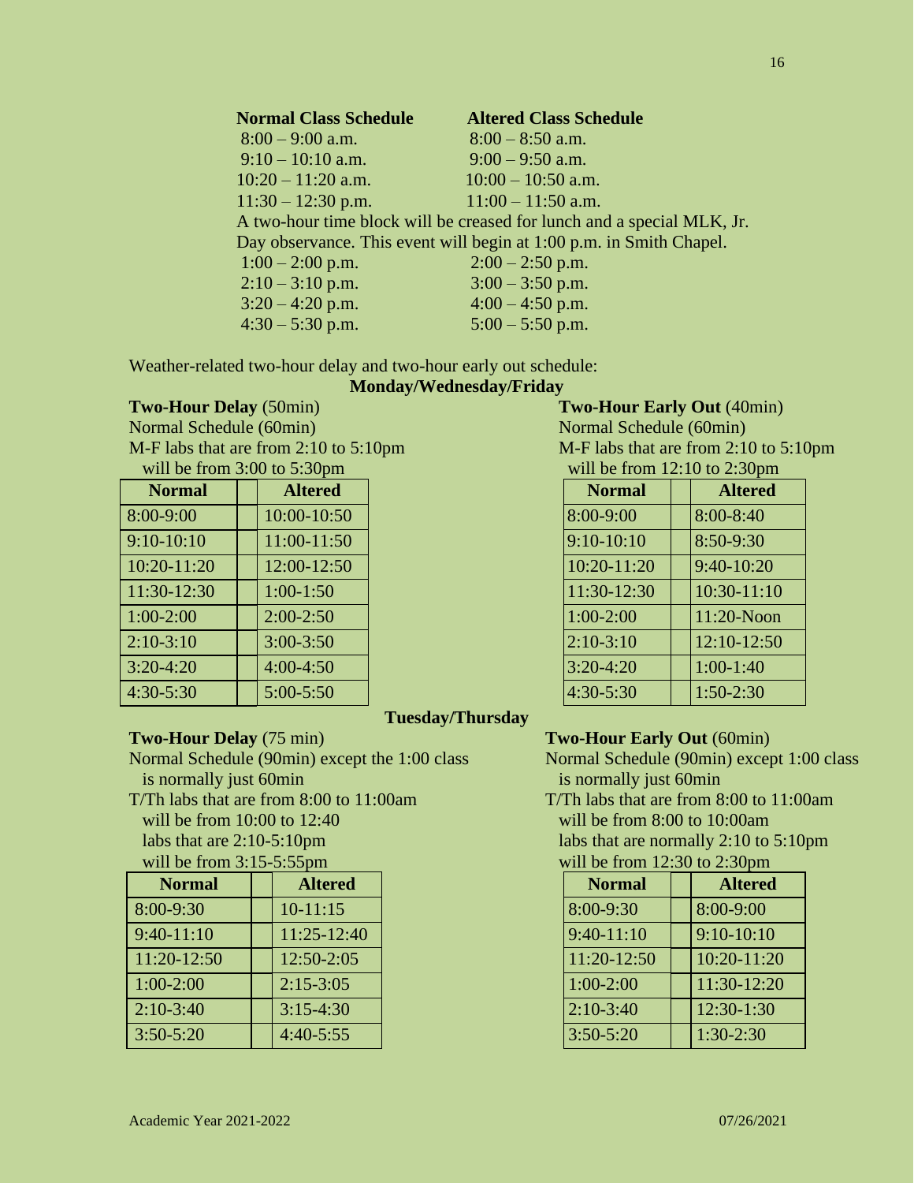| **Normal Class Schedule** | **Altered Class Schedule** |
|---|---|
| 8:00 – 9:00 a.m. | 8:00 – 8:50 a.m. |
| 9:10 – 10:10 a.m. | 9:00 – 9:50 a.m. |
| 10:20 – 11:20 a.m. | 10:00 – 10:50 a.m. |
| 11:30 – 12:30 p.m. | 11:00 – 11:50 a.m. |

A two-hour time block will be creased for lunch and a special MLK, Jr. Day observance. This event will begin at 1:00 p.m. in Smith Chapel.

| **Normal Class Schedule** | **Altered Class Schedule** |
|---|---|
| 1:00 – 2:00 p.m. | 2:00 – 2:50 p.m. |
| 2:10 – 3:10 p.m. | 3:00 – 3:50 p.m. |
| 3:20 – 4:20 p.m. | 4:00 – 4:50 p.m. |
| 4:30 – 5:30 p.m. | 5:00 – 5:50 p.m. |

Weather-related two-hour delay and two-hour early out schedule:

**Monday/Wednesday/Friday**

**Two-Hour Delay** (50min)
Normal Schedule (60min)
M-F labs that are from 2:10 to 5:10pm
will be from 3:00 to 5:30pm

| Normal | | Altered |
|---|---|---|
| 8:00-9:00 | | 10:00-10:50 |
| 9:10-10:10 | | 11:00-11:50 |
| 10:20-11:20 | | 12:00-12:50 |
| 11:30-12:30 | | 1:00-1:50 |
| 1:00-2:00 | | 2:00-2:50 |
| 2:10-3:10 | | 3:00-3:50 |
| 3:20-4:20 | | 4:00-4:50 |
| 4:30-5:30 | | 5:00-5:50 |

**Two-Hour Early Out** (40min)
Normal Schedule (60min)
M-F labs that are from 2:10 to 5:10pm
will be from 12:10 to 2:30pm

| Normal | | Altered |
|---|---|---|
| 8:00-9:00 | | 8:00-8:40 |
| 9:10-10:10 | | 8:50-9:30 |
| 10:20-11:20 | | 9:40-10:20 |
| 11:30-12:30 | | 10:30-11:10 |
| 1:00-2:00 | | 11:20-Noon |
| 2:10-3:10 | | 12:10-12:50 |
| 3:20-4:20 | | 1:00-1:40 |
| 4:30-5:30 | | 1:50-2:30 |

**Tuesday/Thursday**

**Two-Hour Delay** (75 min)
Normal Schedule (90min) except the 1:00 class
is normally just 60min
T/Th labs that are from 8:00 to 11:00am
will be from 10:00 to 12:40
labs that are 2:10-5:10pm
will be from 3:15-5:55pm

| Normal | | Altered |
|---|---|---|
| 8:00-9:30 | | 10-11:15 |
| 9:40-11:10 | | 11:25-12:40 |
| 11:20-12:50 | | 12:50-2:05 |
| 1:00-2:00 | | 2:15-3:05 |
| 2:10-3:40 | | 3:15-4:30 |
| 3:50-5:20 | | 4:40-5:55 |

**Two-Hour Early Out** (60min)
Normal Schedule (90min) except 1:00 class
is normally just 60min
T/Th labs that are from 8:00 to 11:00am
will be from 8:00 to 10:00am
labs that are normally 2:10 to 5:10pm
will be from 12:30 to 2:30pm

| Normal | | Altered |
|---|---|---|
| 8:00-9:30 | | 8:00-9:00 |
| 9:40-11:10 | | 9:10-10:10 |
| 11:20-12:50 | | 10:20-11:20 |
| 1:00-2:00 | | 11:30-12:20 |
| 2:10-3:40 | | 12:30-1:30 |
| 3:50-5:20 | | 1:30-2:30 |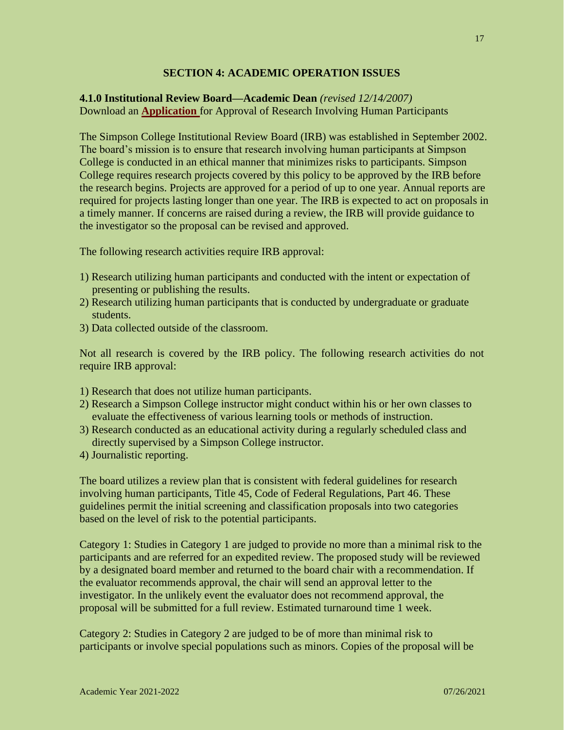## SECTION 4: ACADEMIC OPERATION ISSUES

**4.1.0 Institutional Review Board—Academic Dean** *(revised 12/14/2007)*
Download an **Application** for Approval of Research Involving Human Participants

The Simpson College Institutional Review Board (IRB) was established in September 2002. The board's mission is to ensure that research involving human participants at Simpson College is conducted in an ethical manner that minimizes risks to participants. Simpson College requires research projects covered by this policy to be approved by the IRB before the research begins. Projects are approved for a period of up to one year. Annual reports are required for projects lasting longer than one year. The IRB is expected to act on proposals in a timely manner. If concerns are raised during a review, the IRB will provide guidance to the investigator so the proposal can be revised and approved.

The following research activities require IRB approval:

1) Research utilizing human participants and conducted with the intent or expectation of presenting or publishing the results.
2) Research utilizing human participants that is conducted by undergraduate or graduate students.
3) Data collected outside of the classroom.

Not all research is covered by the IRB policy. The following research activities do not require IRB approval:

1) Research that does not utilize human participants.
2) Research a Simpson College instructor might conduct within his or her own classes to evaluate the effectiveness of various learning tools or methods of instruction.
3) Research conducted as an educational activity during a regularly scheduled class and directly supervised by a Simpson College instructor.
4) Journalistic reporting.

The board utilizes a review plan that is consistent with federal guidelines for research involving human participants, Title 45, Code of Federal Regulations, Part 46. These guidelines permit the initial screening and classification proposals into two categories based on the level of risk to the potential participants.

Category 1: Studies in Category 1 are judged to provide no more than a minimal risk to the participants and are referred for an expedited review. The proposed study will be reviewed by a designated board member and returned to the board chair with a recommendation. If the evaluator recommends approval, the chair will send an approval letter to the investigator. In the unlikely event the evaluator does not recommend approval, the proposal will be submitted for a full review. Estimated turnaround time 1 week.

Category 2: Studies in Category 2 are judged to be of more than minimal risk to participants or involve special populations such as minors. Copies of the proposal will be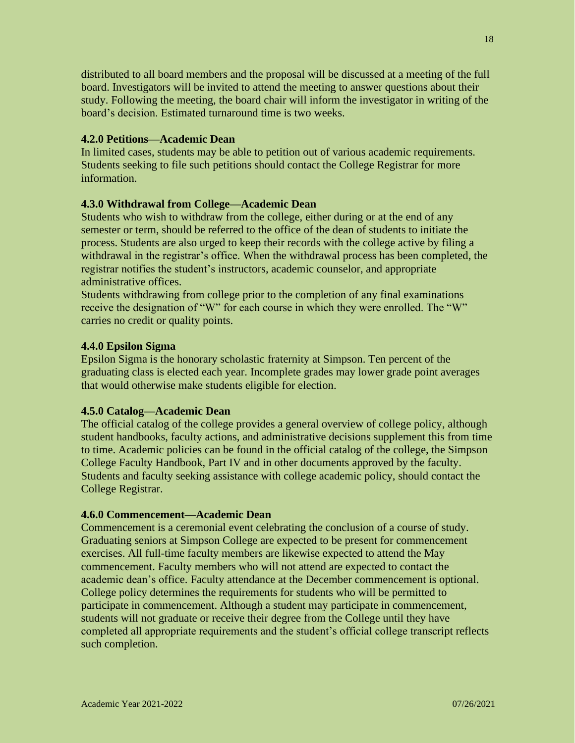distributed to all board members and the proposal will be discussed at a meeting of the full board. Investigators will be invited to attend the meeting to answer questions about their study. Following the meeting, the board chair will inform the investigator in writing of the board's decision. Estimated turnaround time is two weeks.

**4.2.0 Petitions—Academic Dean**

In limited cases, students may be able to petition out of various academic requirements. Students seeking to file such petitions should contact the College Registrar for more information.

**4.3.0 Withdrawal from College—Academic Dean**

Students who wish to withdraw from the college, either during or at the end of any semester or term, should be referred to the office of the dean of students to initiate the process. Students are also urged to keep their records with the college active by filing a withdrawal in the registrar's office. When the withdrawal process has been completed, the registrar notifies the student's instructors, academic counselor, and appropriate administrative offices.

Students withdrawing from college prior to the completion of any final examinations receive the designation of "W" for each course in which they were enrolled. The "W" carries no credit or quality points.

**4.4.0 Epsilon Sigma**

Epsilon Sigma is the honorary scholastic fraternity at Simpson. Ten percent of the graduating class is elected each year. Incomplete grades may lower grade point averages that would otherwise make students eligible for election.

**4.5.0 Catalog—Academic Dean**

The official catalog of the college provides a general overview of college policy, although student handbooks, faculty actions, and administrative decisions supplement this from time to time. Academic policies can be found in the official catalog of the college, the Simpson College Faculty Handbook, Part IV and in other documents approved by the faculty. Students and faculty seeking assistance with college academic policy, should contact the College Registrar.

**4.6.0 Commencement—Academic Dean**

Commencement is a ceremonial event celebrating the conclusion of a course of study. Graduating seniors at Simpson College are expected to be present for commencement exercises. All full-time faculty members are likewise expected to attend the May commencement. Faculty members who will not attend are expected to contact the academic dean's office. Faculty attendance at the December commencement is optional. College policy determines the requirements for students who will be permitted to participate in commencement. Although a student may participate in commencement, students will not graduate or receive their degree from the College until they have completed all appropriate requirements and the student's official college transcript reflects such completion.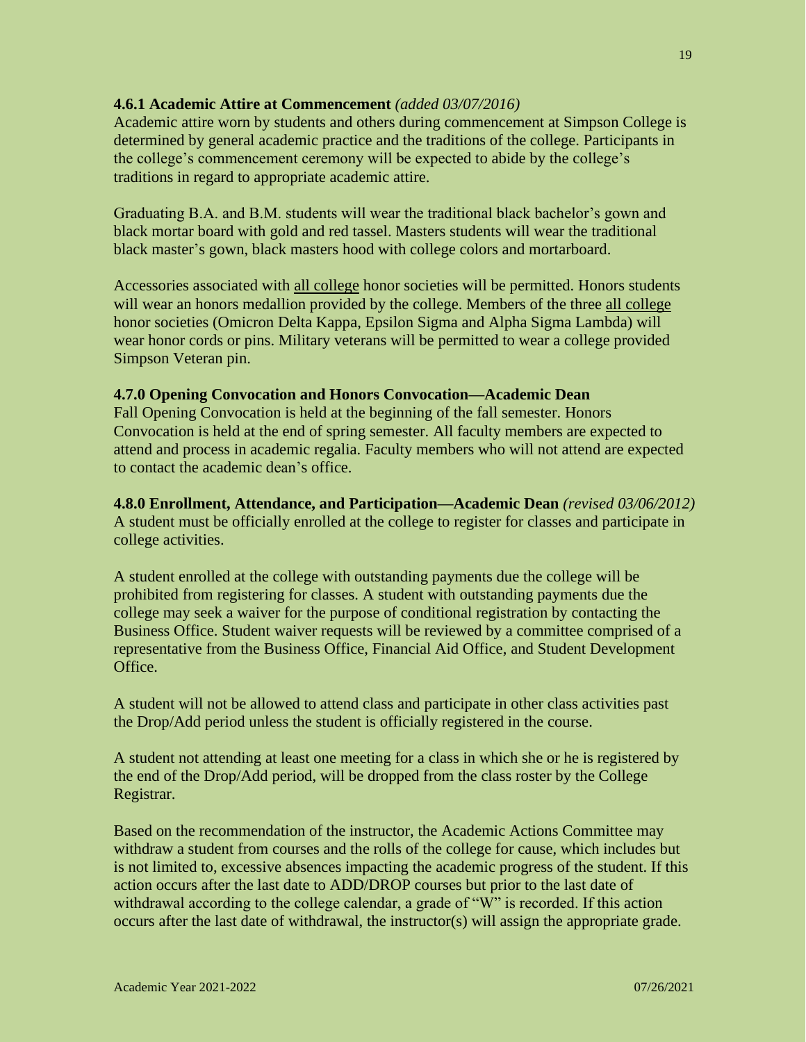**4.6.1 Academic Attire at Commencement** *(added 03/07/2016)*
Academic attire worn by students and others during commencement at Simpson College is determined by general academic practice and the traditions of the college. Participants in the college's commencement ceremony will be expected to abide by the college's traditions in regard to appropriate academic attire.

Graduating B.A. and B.M. students will wear the traditional black bachelor's gown and black mortar board with gold and red tassel. Masters students will wear the traditional black master's gown, black masters hood with college colors and mortarboard.

Accessories associated with all college honor societies will be permitted. Honors students will wear an honors medallion provided by the college. Members of the three all college honor societies (Omicron Delta Kappa, Epsilon Sigma and Alpha Sigma Lambda) will wear honor cords or pins. Military veterans will be permitted to wear a college provided Simpson Veteran pin.

**4.7.0 Opening Convocation and Honors Convocation—Academic Dean**
Fall Opening Convocation is held at the beginning of the fall semester. Honors Convocation is held at the end of spring semester. All faculty members are expected to attend and process in academic regalia. Faculty members who will not attend are expected to contact the academic dean's office.

**4.8.0 Enrollment, Attendance, and Participation—Academic Dean** *(revised 03/06/2012)*
A student must be officially enrolled at the college to register for classes and participate in college activities.

A student enrolled at the college with outstanding payments due the college will be prohibited from registering for classes. A student with outstanding payments due the college may seek a waiver for the purpose of conditional registration by contacting the Business Office. Student waiver requests will be reviewed by a committee comprised of a representative from the Business Office, Financial Aid Office, and Student Development Office.

A student will not be allowed to attend class and participate in other class activities past the Drop/Add period unless the student is officially registered in the course.

A student not attending at least one meeting for a class in which she or he is registered by the end of the Drop/Add period, will be dropped from the class roster by the College Registrar.

Based on the recommendation of the instructor, the Academic Actions Committee may withdraw a student from courses and the rolls of the college for cause, which includes but is not limited to, excessive absences impacting the academic progress of the student. If this action occurs after the last date to ADD/DROP courses but prior to the last date of withdrawal according to the college calendar, a grade of "W" is recorded. If this action occurs after the last date of withdrawal, the instructor(s) will assign the appropriate grade.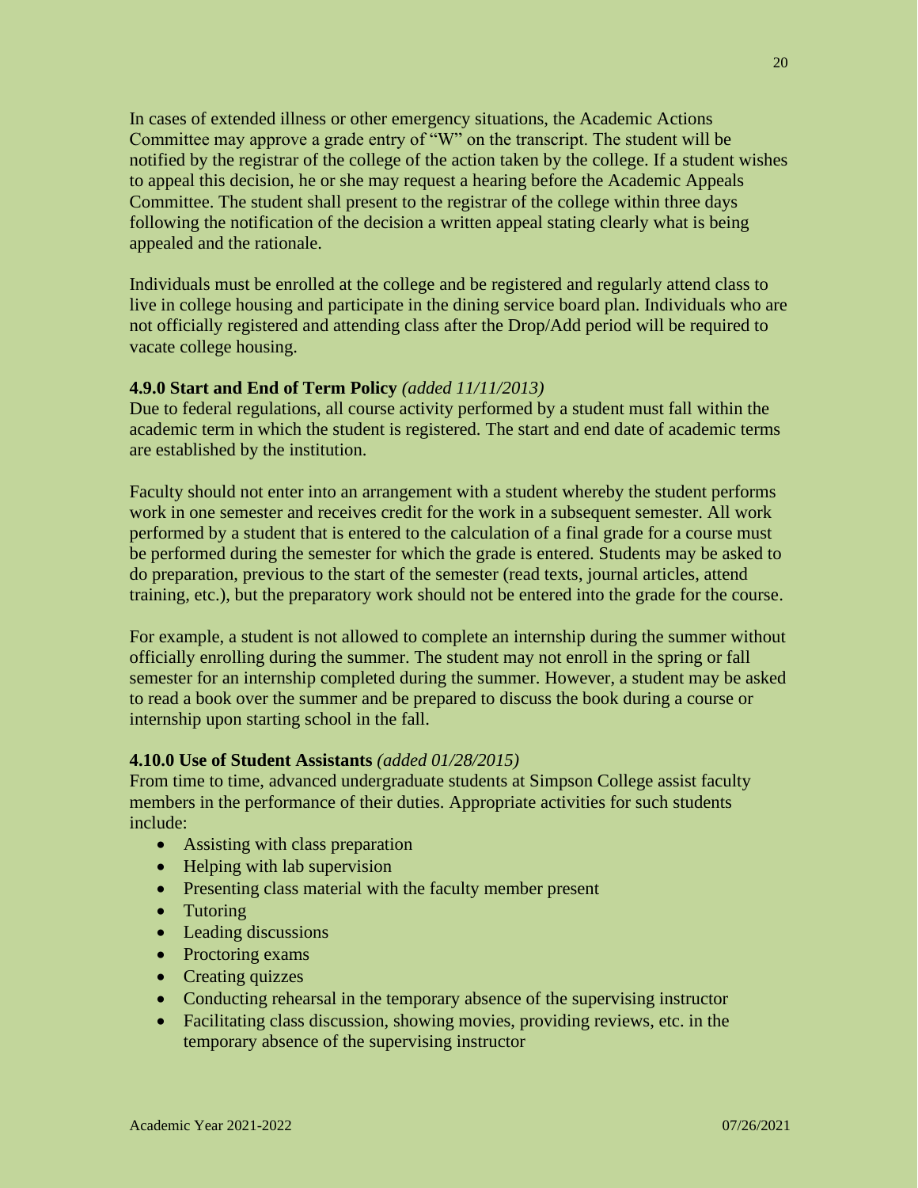In cases of extended illness or other emergency situations, the Academic Actions Committee may approve a grade entry of "W" on the transcript. The student will be notified by the registrar of the college of the action taken by the college. If a student wishes to appeal this decision, he or she may request a hearing before the Academic Appeals Committee. The student shall present to the registrar of the college within three days following the notification of the decision a written appeal stating clearly what is being appealed and the rationale.

Individuals must be enrolled at the college and be registered and regularly attend class to live in college housing and participate in the dining service board plan. Individuals who are not officially registered and attending class after the Drop/Add period will be required to vacate college housing.

### 4.9.0 Start and End of Term Policy *(added 11/11/2013)*

Due to federal regulations, all course activity performed by a student must fall within the academic term in which the student is registered. The start and end date of academic terms are established by the institution.

Faculty should not enter into an arrangement with a student whereby the student performs work in one semester and receives credit for the work in a subsequent semester. All work performed by a student that is entered to the calculation of a final grade for a course must be performed during the semester for which the grade is entered. Students may be asked to do preparation, previous to the start of the semester (read texts, journal articles, attend training, etc.), but the preparatory work should not be entered into the grade for the course.

For example, a student is not allowed to complete an internship during the summer without officially enrolling during the summer. The student may not enroll in the spring or fall semester for an internship completed during the summer. However, a student may be asked to read a book over the summer and be prepared to discuss the book during a course or internship upon starting school in the fall.

### 4.10.0 Use of Student Assistants *(added 01/28/2015)*

From time to time, advanced undergraduate students at Simpson College assist faculty members in the performance of their duties. Appropriate activities for such students include:

- Assisting with class preparation
- Helping with lab supervision
- Presenting class material with the faculty member present
- Tutoring
- Leading discussions
- Proctoring exams
- Creating quizzes
- Conducting rehearsal in the temporary absence of the supervising instructor
- Facilitating class discussion, showing movies, providing reviews, etc. in the temporary absence of the supervising instructor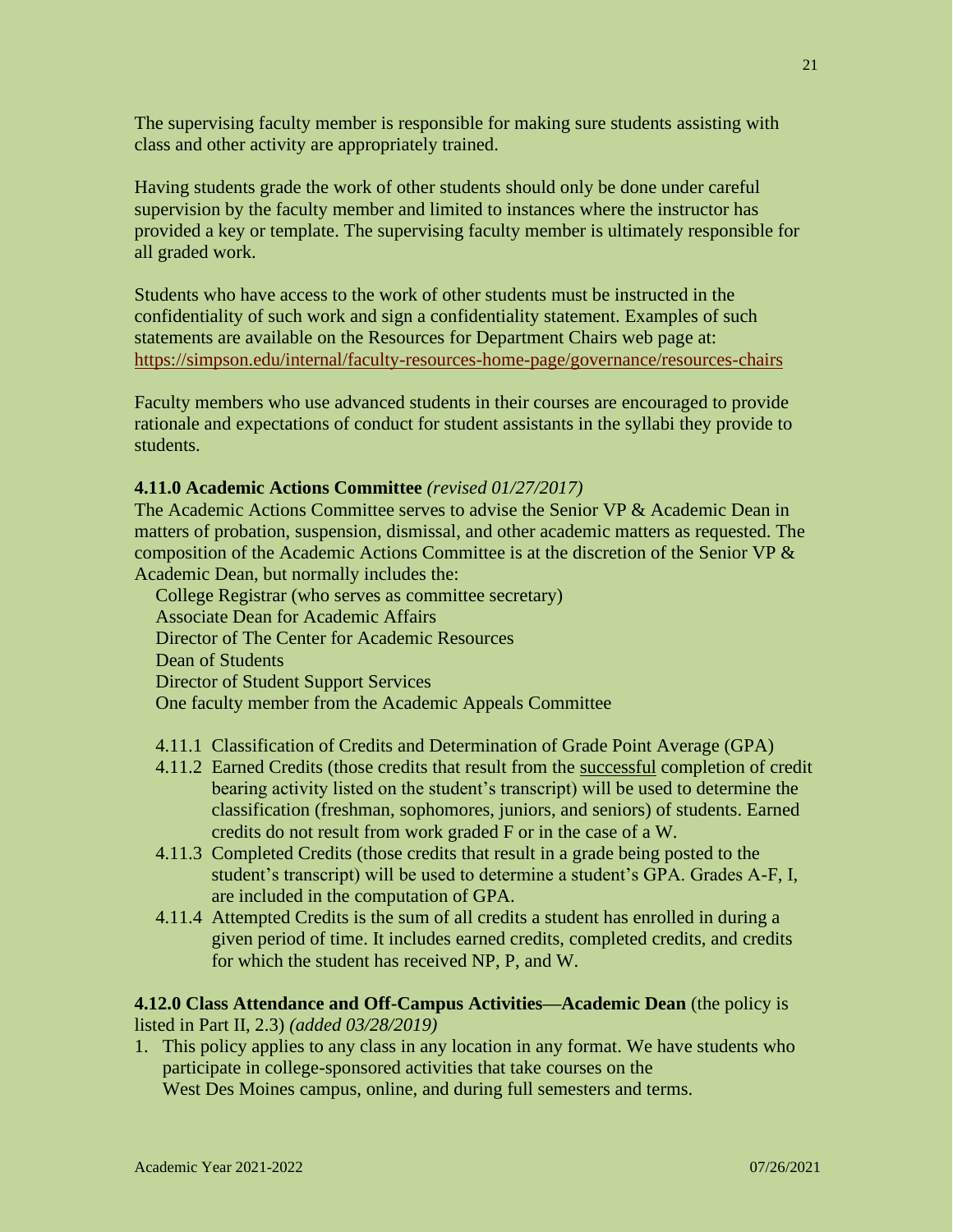The supervising faculty member is responsible for making sure students assisting with class and other activity are appropriately trained.

Having students grade the work of other students should only be done under careful supervision by the faculty member and limited to instances where the instructor has provided a key or template. The supervising faculty member is ultimately responsible for all graded work.

Students who have access to the work of other students must be instructed in the confidentiality of such work and sign a confidentiality statement. Examples of such statements are available on the Resources for Department Chairs web page at: https://simpson.edu/internal/faculty-resources-home-page/governance/resources-chairs

Faculty members who use advanced students in their courses are encouraged to provide rationale and expectations of conduct for student assistants in the syllabi they provide to students.

**4.11.0 Academic Actions Committee** *(revised 01/27/2017)*

The Academic Actions Committee serves to advise the Senior VP & Academic Dean in matters of probation, suspension, dismissal, and other academic matters as requested. The composition of the Academic Actions Committee is at the discretion of the Senior VP & Academic Dean, but normally includes the:

- College Registrar (who serves as committee secretary)
- Associate Dean for Academic Affairs
- Director of The Center for Academic Resources
- Dean of Students
- Director of Student Support Services
- One faculty member from the Academic Appeals Committee

4.11.1 Classification of Credits and Determination of Grade Point Average (GPA)

4.11.2 Earned Credits (those credits that result from the successful completion of credit bearing activity listed on the student's transcript) will be used to determine the classification (freshman, sophomores, juniors, and seniors) of students. Earned credits do not result from work graded F or in the case of a W.

4.11.3 Completed Credits (those credits that result in a grade being posted to the student's transcript) will be used to determine a student's GPA. Grades A-F, I, are included in the computation of GPA.

4.11.4 Attempted Credits is the sum of all credits a student has enrolled in during a given period of time. It includes earned credits, completed credits, and credits for which the student has received NP, P, and W.

**4.12.0 Class Attendance and Off-Campus Activities—Academic Dean** (the policy is listed in Part II, 2.3) *(added 03/28/2019)*

1. This policy applies to any class in any location in any format. We have students who participate in college-sponsored activities that take courses on the West Des Moines campus, online, and during full semesters and terms.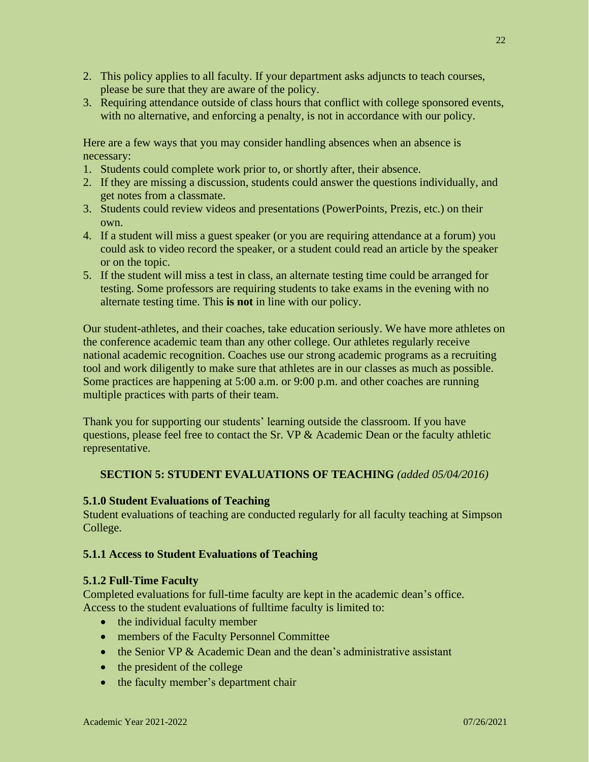2. This policy applies to all faculty. If your department asks adjuncts to teach courses, please be sure that they are aware of the policy.
3. Requiring attendance outside of class hours that conflict with college sponsored events, with no alternative, and enforcing a penalty, is not in accordance with our policy.

Here are a few ways that you may consider handling absences when an absence is necessary:

1. Students could complete work prior to, or shortly after, their absence.
2. If they are missing a discussion, students could answer the questions individually, and get notes from a classmate.
3. Students could review videos and presentations (PowerPoints, Prezis, etc.) on their own.
4. If a student will miss a guest speaker (or you are requiring attendance at a forum) you could ask to video record the speaker, or a student could read an article by the speaker or on the topic.
5. If the student will miss a test in class, an alternate testing time could be arranged for testing. Some professors are requiring students to take exams in the evening with no alternate testing time. This **is not** in line with our policy.

Our student-athletes, and their coaches, take education seriously. We have more athletes on the conference academic team than any other college. Our athletes regularly receive national academic recognition. Coaches use our strong academic programs as a recruiting tool and work diligently to make sure that athletes are in our classes as much as possible. Some practices are happening at 5:00 a.m. or 9:00 p.m. and other coaches are running multiple practices with parts of their team.

Thank you for supporting our students' learning outside the classroom. If you have questions, please feel free to contact the Sr. VP & Academic Dean or the faculty athletic representative.

## SECTION 5: STUDENT EVALUATIONS OF TEACHING *(added 05/04/2016)*

### 5.1.0 Student Evaluations of Teaching

Student evaluations of teaching are conducted regularly for all faculty teaching at Simpson College.

### 5.1.1 Access to Student Evaluations of Teaching

### 5.1.2 Full-Time Faculty

Completed evaluations for full-time faculty are kept in the academic dean's office. Access to the student evaluations of fulltime faculty is limited to:

- the individual faculty member
- members of the Faculty Personnel Committee
- the Senior VP & Academic Dean and the dean's administrative assistant
- the president of the college
- the faculty member's department chair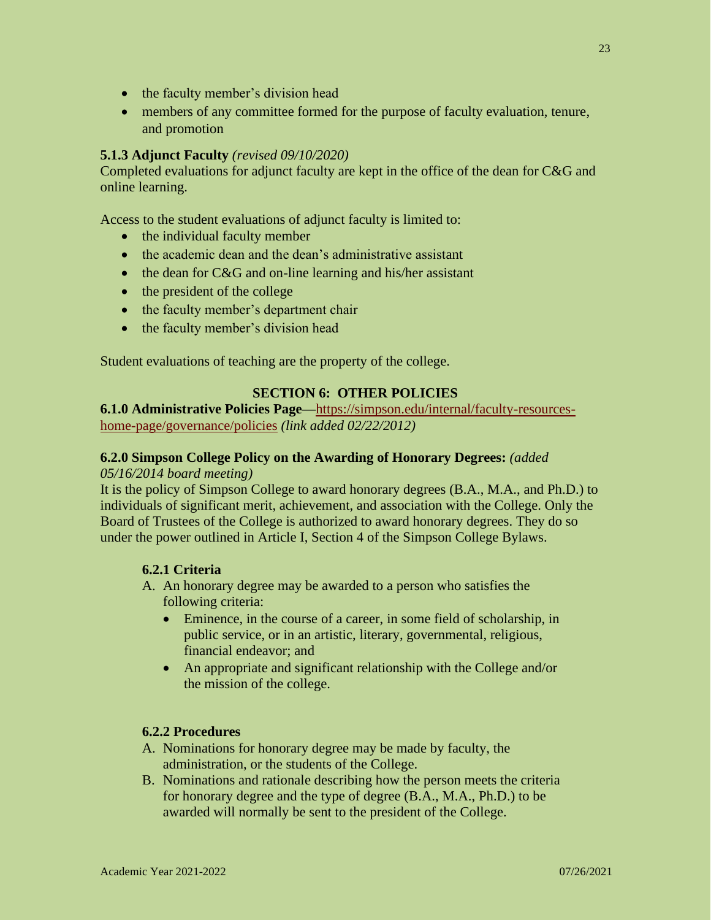- the faculty member's division head
- members of any committee formed for the purpose of faculty evaluation, tenure, and promotion

**5.1.3 Adjunct Faculty** *(revised 09/10/2020)*
Completed evaluations for adjunct faculty are kept in the office of the dean for C&G and online learning.

Access to the student evaluations of adjunct faculty is limited to:

- the individual faculty member
- the academic dean and the dean's administrative assistant
- the dean for C&G and on-line learning and his/her assistant
- the president of the college
- the faculty member's department chair
- the faculty member's division head

Student evaluations of teaching are the property of the college.

## SECTION 6: OTHER POLICIES

**6.1.0 Administrative Policies Page**—[https://simpson.edu/internal/faculty-resources-home-page/governance/policies](https://simpson.edu/internal/faculty-resources-home-page/governance/policies) *(link added 02/22/2012)*

**6.2.0 Simpson College Policy on the Awarding of Honorary Degrees:** *(added 05/16/2014 board meeting)*
It is the policy of Simpson College to award honorary degrees (B.A., M.A., and Ph.D.) to individuals of significant merit, achievement, and association with the College. Only the Board of Trustees of the College is authorized to award honorary degrees. They do so under the power outlined in Article I, Section 4 of the Simpson College Bylaws.

**6.2.1 Criteria**

A. An honorary degree may be awarded to a person who satisfies the following criteria:
   - Eminence, in the course of a career, in some field of scholarship, in public service, or in an artistic, literary, governmental, religious, financial endeavor; and
   - An appropriate and significant relationship with the College and/or the mission of the college.

**6.2.2 Procedures**

A. Nominations for honorary degree may be made by faculty, the administration, or the students of the College.
B. Nominations and rationale describing how the person meets the criteria for honorary degree and the type of degree (B.A., M.A., Ph.D.) to be awarded will normally be sent to the president of the College.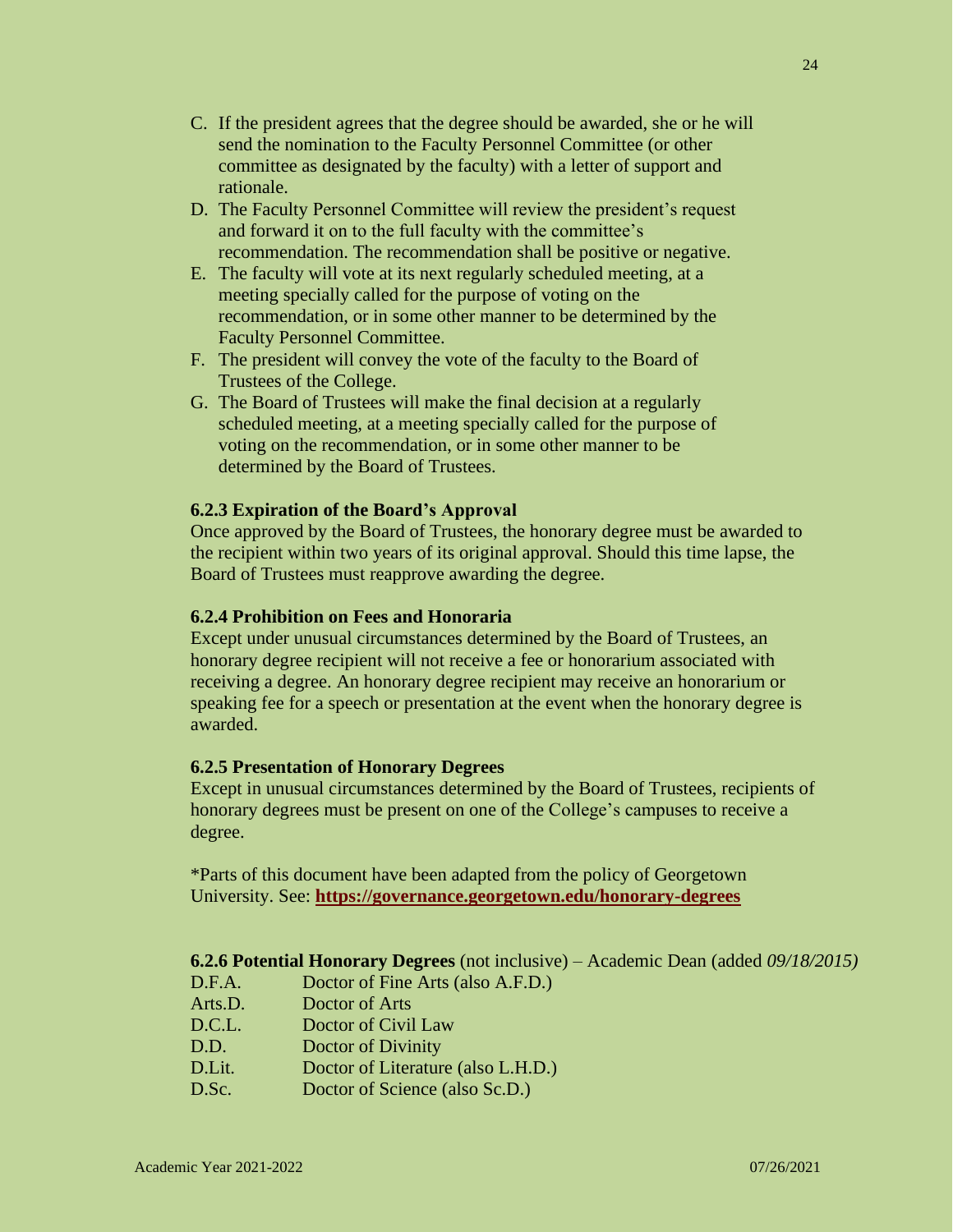C. If the president agrees that the degree should be awarded, she or he will send the nomination to the Faculty Personnel Committee (or other committee as designated by the faculty) with a letter of support and rationale.
D. The Faculty Personnel Committee will review the president's request and forward it on to the full faculty with the committee's recommendation. The recommendation shall be positive or negative.
E. The faculty will vote at its next regularly scheduled meeting, at a meeting specially called for the purpose of voting on the recommendation, or in some other manner to be determined by the Faculty Personnel Committee.
F. The president will convey the vote of the faculty to the Board of Trustees of the College.
G. The Board of Trustees will make the final decision at a regularly scheduled meeting, at a meeting specially called for the purpose of voting on the recommendation, or in some other manner to be determined by the Board of Trustees.

#### 6.2.3 Expiration of the Board's Approval

Once approved by the Board of Trustees, the honorary degree must be awarded to the recipient within two years of its original approval. Should this time lapse, the Board of Trustees must reapprove awarding the degree.

#### 6.2.4 Prohibition on Fees and Honoraria

Except under unusual circumstances determined by the Board of Trustees, an honorary degree recipient will not receive a fee or honorarium associated with receiving a degree. An honorary degree recipient may receive an honorarium or speaking fee for a speech or presentation at the event when the honorary degree is awarded.

#### 6.2.5 Presentation of Honorary Degrees

Except in unusual circumstances determined by the Board of Trustees, recipients of honorary degrees must be present on one of the College's campuses to receive a degree.

*Parts of this document have been adapted from the policy of Georgetown University. See: **https://governance.georgetown.edu/honorary-degrees**

**6.2.6 Potential Honorary Degrees** (not inclusive) – Academic Dean (added *09/18/2015)*

| | |
|---|---|
| D.F.A. | Doctor of Fine Arts (also A.F.D.) |
| Arts.D. | Doctor of Arts |
| D.C.L. | Doctor of Civil Law |
| D.D. | Doctor of Divinity |
| D.Lit. | Doctor of Literature (also L.H.D.) |
| D.Sc. | Doctor of Science (also Sc.D.) |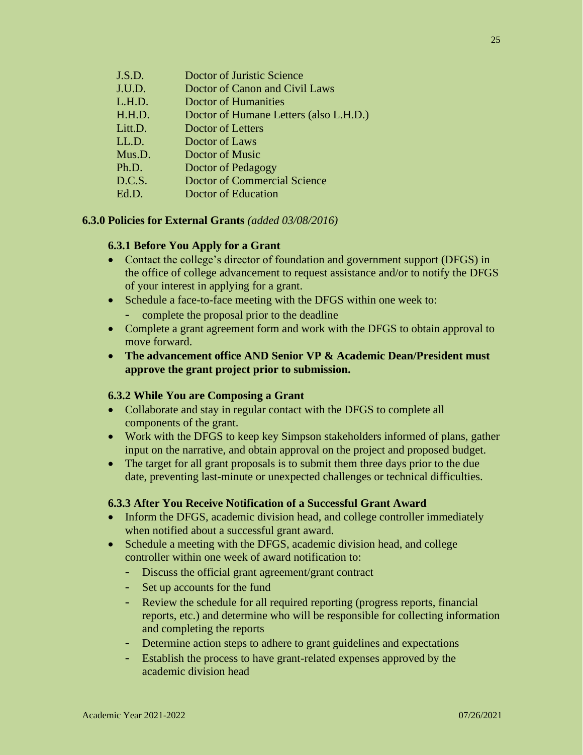| | |
|---|---|
| J.S.D. | Doctor of Juristic Science |
| J.U.D. | Doctor of Canon and Civil Laws |
| L.H.D. | Doctor of Humanities |
| H.H.D. | Doctor of Humane Letters (also L.H.D.) |
| Litt.D. | Doctor of Letters |
| LL.D. | Doctor of Laws |
| Mus.D. | Doctor of Music |
| Ph.D. | Doctor of Pedagogy |
| D.C.S. | Doctor of Commercial Science |
| Ed.D. | Doctor of Education |

## 6.3.0 Policies for External Grants *(added 03/08/2016)*

### 6.3.1 Before You Apply for a Grant

- Contact the college's director of foundation and government support (DFGS) in the office of college advancement to request assistance and/or to notify the DFGS of your interest in applying for a grant.
- Schedule a face-to-face meeting with the DFGS within one week to:
  - complete the proposal prior to the deadline
- Complete a grant agreement form and work with the DFGS to obtain approval to move forward.
- **The advancement office AND Senior VP & Academic Dean/President must approve the grant project prior to submission.**

### 6.3.2 While You are Composing a Grant

- Collaborate and stay in regular contact with the DFGS to complete all components of the grant.
- Work with the DFGS to keep key Simpson stakeholders informed of plans, gather input on the narrative, and obtain approval on the project and proposed budget.
- The target for all grant proposals is to submit them three days prior to the due date, preventing last-minute or unexpected challenges or technical difficulties.

### 6.3.3 After You Receive Notification of a Successful Grant Award

- Inform the DFGS, academic division head, and college controller immediately when notified about a successful grant award.
- Schedule a meeting with the DFGS, academic division head, and college controller within one week of award notification to:
  - Discuss the official grant agreement/grant contract
  - Set up accounts for the fund
  - Review the schedule for all required reporting (progress reports, financial reports, etc.) and determine who will be responsible for collecting information and completing the reports
  - Determine action steps to adhere to grant guidelines and expectations
  - Establish the process to have grant-related expenses approved by the academic division head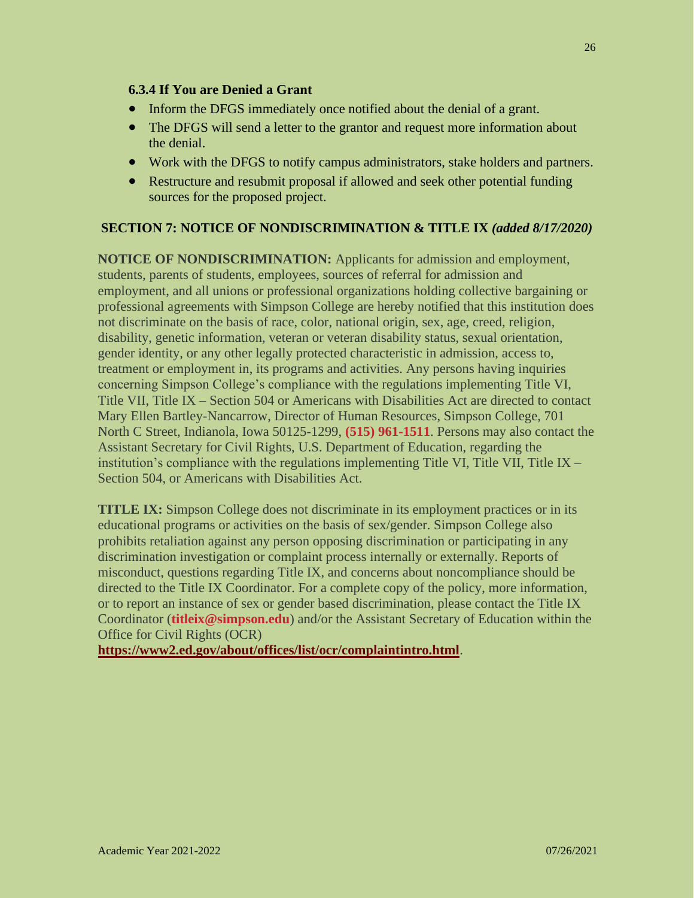### 6.3.4 If You are Denied a Grant

- Inform the DFGS immediately once notified about the denial of a grant.
- The DFGS will send a letter to the grantor and request more information about the denial.
- Work with the DFGS to notify campus administrators, stake holders and partners.
- Restructure and resubmit proposal if allowed and seek other potential funding sources for the proposed project.

## SECTION 7: NOTICE OF NONDISCRIMINATION & TITLE IX *(added 8/17/2020)*

**NOTICE OF NONDISCRIMINATION:** Applicants for admission and employment, students, parents of students, employees, sources of referral for admission and employment, and all unions or professional organizations holding collective bargaining or professional agreements with Simpson College are hereby notified that this institution does not discriminate on the basis of race, color, national origin, sex, age, creed, religion, disability, genetic information, veteran or veteran disability status, sexual orientation, gender identity, or any other legally protected characteristic in admission, access to, treatment or employment in, its programs and activities. Any persons having inquiries concerning Simpson College's compliance with the regulations implementing Title VI, Title VII, Title IX – Section 504 or Americans with Disabilities Act are directed to contact Mary Ellen Bartley-Nancarrow, Director of Human Resources, Simpson College, 701 North C Street, Indianola, Iowa 50125-1299, **(515) 961-1511**. Persons may also contact the Assistant Secretary for Civil Rights, U.S. Department of Education, regarding the institution's compliance with the regulations implementing Title VI, Title VII, Title IX – Section 504, or Americans with Disabilities Act.

**TITLE IX:** Simpson College does not discriminate in its employment practices or in its educational programs or activities on the basis of sex/gender. Simpson College also prohibits retaliation against any person opposing discrimination or participating in any discrimination investigation or complaint process internally or externally. Reports of misconduct, questions regarding Title IX, and concerns about noncompliance should be directed to the Title IX Coordinator. For a complete copy of the policy, more information, or to report an instance of sex or gender based discrimination, please contact the Title IX Coordinator (**titleix@simpson.edu**) and/or the Assistant Secretary of Education within the Office for Civil Rights (OCR) **https://www2.ed.gov/about/offices/list/ocr/complaintintro.html**.